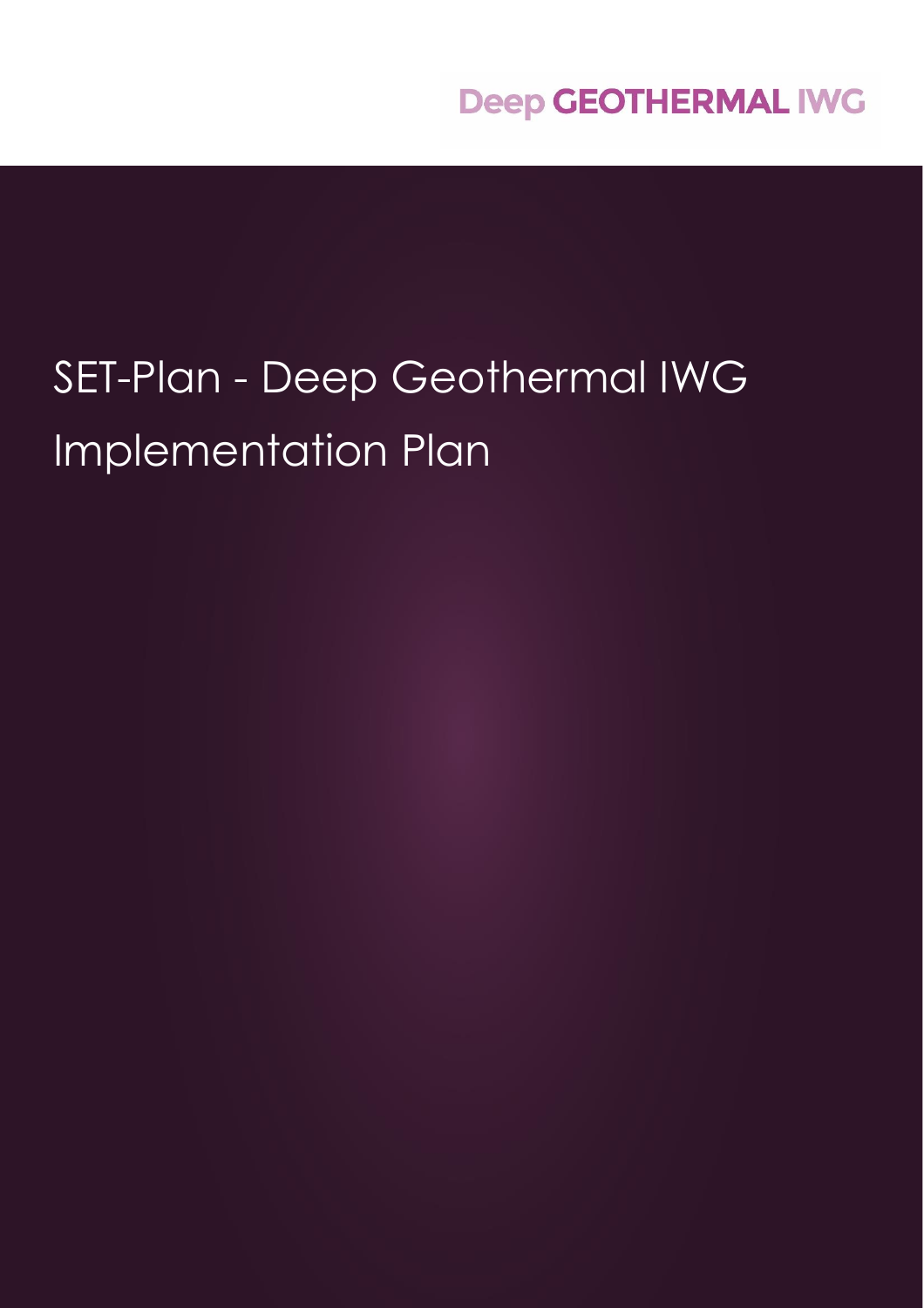Deep GEOTHERMAL IWG

# SET-Plan - Deep Geothermal IWG Implementation Plan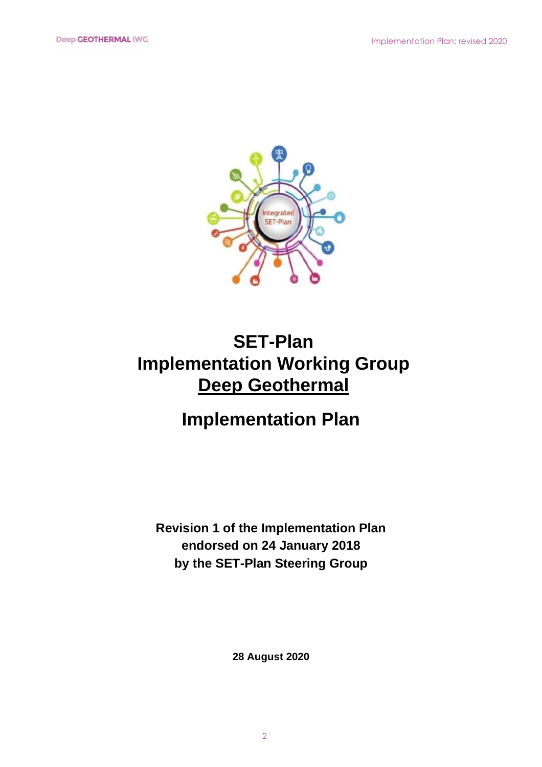# SET-Plan
# Implementation Working Group
# Deep Geothermal

## Implementation Plan

**Revision 1 of the Implementation Plan**
**endorsed on 24 January 2018**
**by the SET-Plan Steering Group**

**28 August 2020**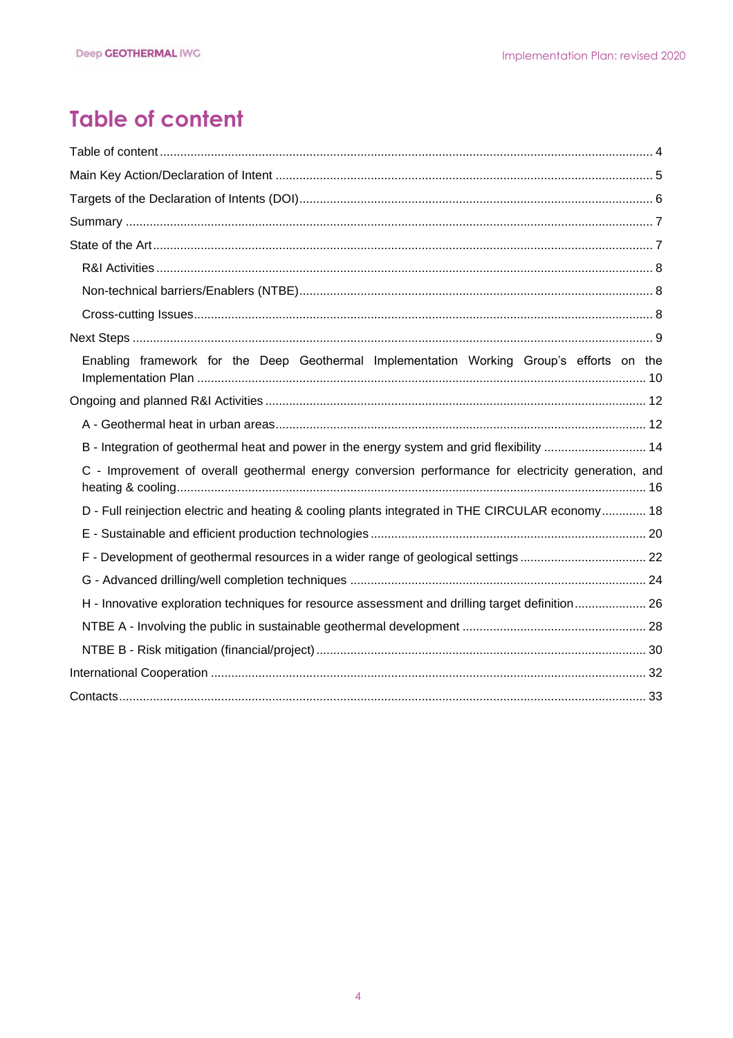# Table of content

Table of content ........................................................................................................................................ 4

Main Key Action/Declaration of Intent ........................................................................................................ 5

Targets of the Declaration of Intents (DOI) .................................................................................................. 6

Summary .................................................................................................................................................... 7

State of the Art ............................................................................................................................................ 7

- R&I Activities ........................................................................................................................................ 8
- Non-technical barriers/Enablers (NTBE) ............................................................................................... 8
- Cross-cutting Issues .............................................................................................................................. 8

Next Steps ................................................................................................................................................... 9

- Enabling framework for the Deep Geothermal Implementation Working Group's efforts on the Implementation Plan ............................................................................................................................. 10

Ongoing and planned R&I Activities ........................................................................................................... 12

- A - Geothermal heat in urban areas .................................................................................................... 12
- B - Integration of geothermal heat and power in the energy system and grid flexibility ......................... 14
- C - Improvement of overall geothermal energy conversion performance for electricity generation, and heating & cooling .................................................................................................................................. 16
- D - Full reinjection electric and heating & cooling plants integrated in THE CIRCULAR economy ............. 18
- E - Sustainable and efficient production technologies ........................................................................... 20
- F - Development of geothermal resources in a wider range of geological settings .................................. 22
- G - Advanced drilling/well completion techniques .................................................................................. 24
- H - Innovative exploration techniques for resource assessment and drilling target definition ................... 26
- NTBE A - Involving the public in sustainable geothermal development ................................................. 28
- NTBE B - Risk mitigation (financial/project) .......................................................................................... 30

International Cooperation .......................................................................................................................... 32

Contacts ..................................................................................................................................................... 33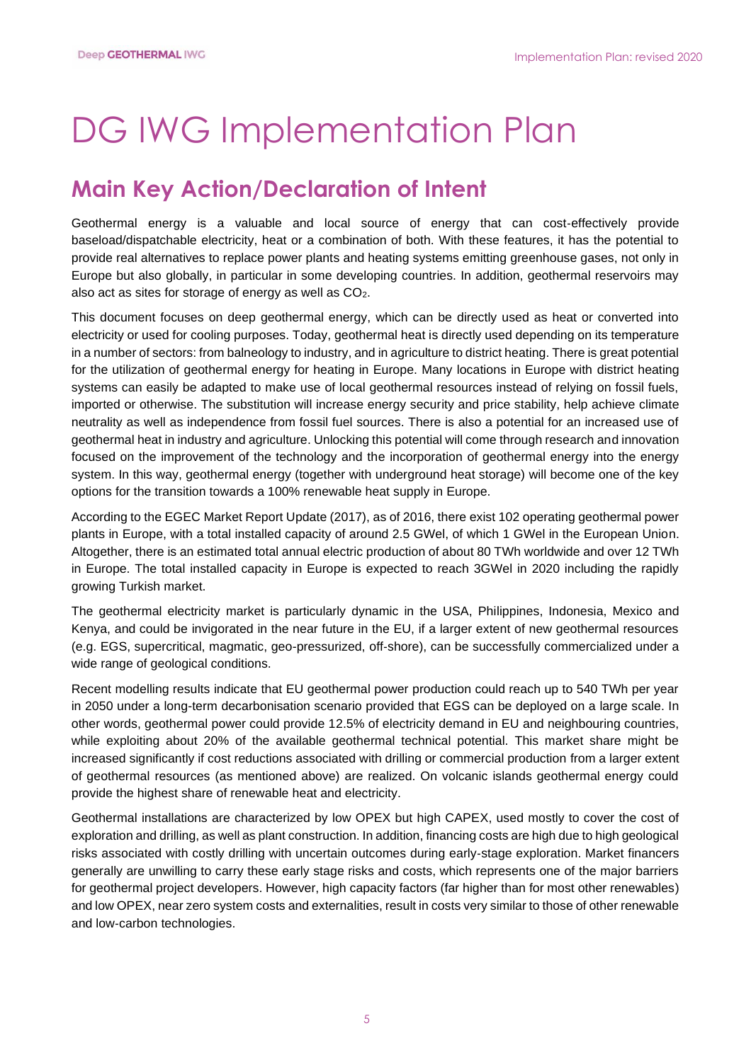# DG IWG Implementation Plan

## Main Key Action/Declaration of Intent

Geothermal energy is a valuable and local source of energy that can cost-effectively provide baseload/dispatchable electricity, heat or a combination of both. With these features, it has the potential to provide real alternatives to replace power plants and heating systems emitting greenhouse gases, not only in Europe but also globally, in particular in some developing countries. In addition, geothermal reservoirs may also act as sites for storage of energy as well as $CO_2$.

This document focuses on deep geothermal energy, which can be directly used as heat or converted into electricity or used for cooling purposes. Today, geothermal heat is directly used depending on its temperature in a number of sectors: from balneology to industry, and in agriculture to district heating. There is great potential for the utilization of geothermal energy for heating in Europe. Many locations in Europe with district heating systems can easily be adapted to make use of local geothermal resources instead of relying on fossil fuels, imported or otherwise. The substitution will increase energy security and price stability, help achieve climate neutrality as well as independence from fossil fuel sources. There is also a potential for an increased use of geothermal heat in industry and agriculture. Unlocking this potential will come through research and innovation focused on the improvement of the technology and the incorporation of geothermal energy into the energy system. In this way, geothermal energy (together with underground heat storage) will become one of the key options for the transition towards a 100% renewable heat supply in Europe.

According to the EGEC Market Report Update (2017), as of 2016, there exist 102 operating geothermal power plants in Europe, with a total installed capacity of around 2.5 GWel, of which 1 GWel in the European Union. Altogether, there is an estimated total annual electric production of about 80 TWh worldwide and over 12 TWh in Europe. The total installed capacity in Europe is expected to reach 3GWel in 2020 including the rapidly growing Turkish market.

The geothermal electricity market is particularly dynamic in the USA, Philippines, Indonesia, Mexico and Kenya, and could be invigorated in the near future in the EU, if a larger extent of new geothermal resources (e.g. EGS, supercritical, magmatic, geo-pressurized, off-shore), can be successfully commercialized under a wide range of geological conditions.

Recent modelling results indicate that EU geothermal power production could reach up to 540 TWh per year in 2050 under a long-term decarbonisation scenario provided that EGS can be deployed on a large scale. In other words, geothermal power could provide 12.5% of electricity demand in EU and neighbouring countries, while exploiting about 20% of the available geothermal technical potential. This market share might be increased significantly if cost reductions associated with drilling or commercial production from a larger extent of geothermal resources (as mentioned above) are realized. On volcanic islands geothermal energy could provide the highest share of renewable heat and electricity.

Geothermal installations are characterized by low OPEX but high CAPEX, used mostly to cover the cost of exploration and drilling, as well as plant construction. In addition, financing costs are high due to high geological risks associated with costly drilling with uncertain outcomes during early-stage exploration. Market financers generally are unwilling to carry these early stage risks and costs, which represents one of the major barriers for geothermal project developers. However, high capacity factors (far higher than for most other renewables) and low OPEX, near zero system costs and externalities, result in costs very similar to those of other renewable and low-carbon technologies.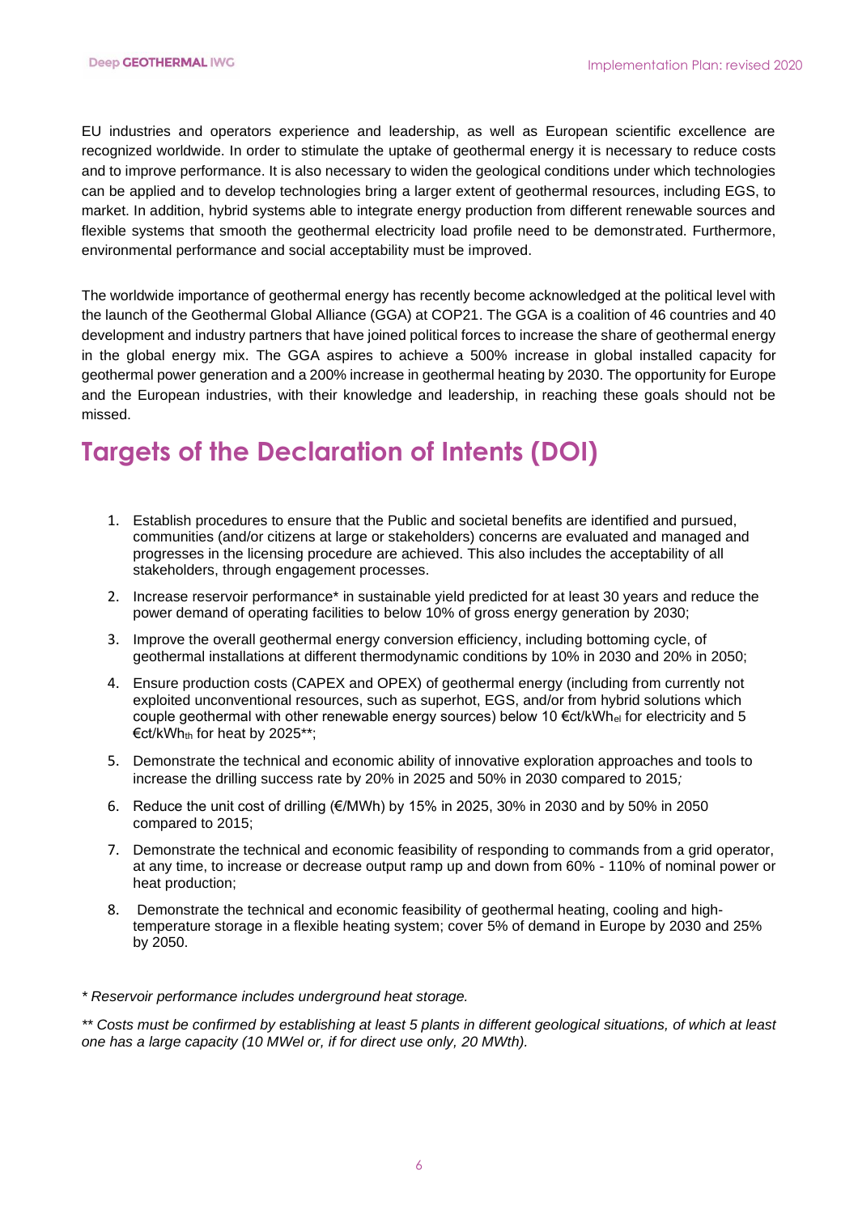EU industries and operators experience and leadership, as well as European scientific excellence are recognized worldwide. In order to stimulate the uptake of geothermal energy it is necessary to reduce costs and to improve performance. It is also necessary to widen the geological conditions under which technologies can be applied and to develop technologies bring a larger extent of geothermal resources, including EGS, to market. In addition, hybrid systems able to integrate energy production from different renewable sources and flexible systems that smooth the geothermal electricity load profile need to be demonstrated. Furthermore, environmental performance and social acceptability must be improved.

The worldwide importance of geothermal energy has recently become acknowledged at the political level with the launch of the Geothermal Global Alliance (GGA) at COP21. The GGA is a coalition of 46 countries and 40 development and industry partners that have joined political forces to increase the share of geothermal energy in the global energy mix. The GGA aspires to achieve a 500% increase in global installed capacity for geothermal power generation and a 200% increase in geothermal heating by 2030. The opportunity for Europe and the European industries, with their knowledge and leadership, in reaching these goals should not be missed.

# Targets of the Declaration of Intents (DOI)

1. Establish procedures to ensure that the Public and societal benefits are identified and pursued, communities (and/or citizens at large or stakeholders) concerns are evaluated and managed and progresses in the licensing procedure are achieved. This also includes the acceptability of all stakeholders, through engagement processes.
2. Increase reservoir performance* in sustainable yield predicted for at least 30 years and reduce the power demand of operating facilities to below 10% of gross energy generation by 2030;
3. Improve the overall geothermal energy conversion efficiency, including bottoming cycle, of geothermal installations at different thermodynamic conditions by 10% in 2030 and 20% in 2050;
4. Ensure production costs (CAPEX and OPEX) of geothermal energy (including from currently not exploited unconventional resources, such as superhot, EGS, and/or from hybrid solutions which couple geothermal with other renewable energy sources) below 10 €ct/kWh$_{el}$ for electricity and 5 €ct/kWh$_{th}$ for heat by 2025**;
5. Demonstrate the technical and economic ability of innovative exploration approaches and tools to increase the drilling success rate by 20% in 2025 and 50% in 2030 compared to 2015*;*
6. Reduce the unit cost of drilling (€/MWh) by 15% in 2025, 30% in 2030 and by 50% in 2050 compared to 2015;
7. Demonstrate the technical and economic feasibility of responding to commands from a grid operator, at any time, to increase or decrease output ramp up and down from 60% - 110% of nominal power or heat production;
8. Demonstrate the technical and economic feasibility of geothermal heating, cooling and high-temperature storage in a flexible heating system; cover 5% of demand in Europe by 2030 and 25% by 2050.

*\* Reservoir performance includes underground heat storage.*

*\*\* Costs must be confirmed by establishing at least 5 plants in different geological situations, of which at least one has a large capacity (10 MWel or, if for direct use only, 20 MWth).*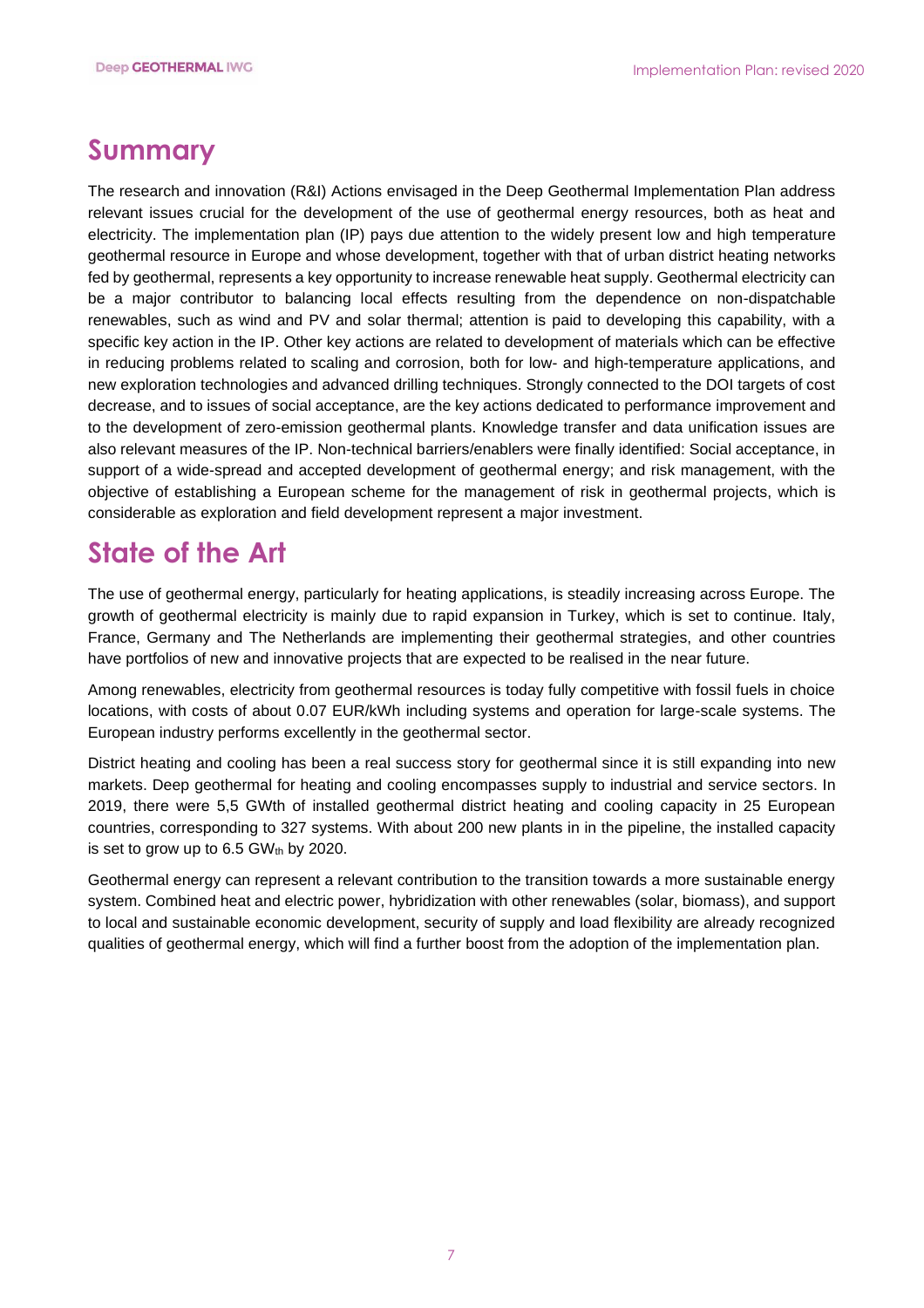## Summary

The research and innovation (R&I) Actions envisaged in the Deep Geothermal Implementation Plan address relevant issues crucial for the development of the use of geothermal energy resources, both as heat and electricity. The implementation plan (IP) pays due attention to the widely present low and high temperature geothermal resource in Europe and whose development, together with that of urban district heating networks fed by geothermal, represents a key opportunity to increase renewable heat supply. Geothermal electricity can be a major contributor to balancing local effects resulting from the dependence on non-dispatchable renewables, such as wind and PV and solar thermal; attention is paid to developing this capability, with a specific key action in the IP. Other key actions are related to development of materials which can be effective in reducing problems related to scaling and corrosion, both for low- and high-temperature applications, and new exploration technologies and advanced drilling techniques. Strongly connected to the DOI targets of cost decrease, and to issues of social acceptance, are the key actions dedicated to performance improvement and to the development of zero-emission geothermal plants. Knowledge transfer and data unification issues are also relevant measures of the IP. Non-technical barriers/enablers were finally identified: Social acceptance, in support of a wide-spread and accepted development of geothermal energy; and risk management, with the objective of establishing a European scheme for the management of risk in geothermal projects, which is considerable as exploration and field development represent a major investment.

## State of the Art

The use of geothermal energy, particularly for heating applications, is steadily increasing across Europe. The growth of geothermal electricity is mainly due to rapid expansion in Turkey, which is set to continue. Italy, France, Germany and The Netherlands are implementing their geothermal strategies, and other countries have portfolios of new and innovative projects that are expected to be realised in the near future.

Among renewables, electricity from geothermal resources is today fully competitive with fossil fuels in choice locations, with costs of about 0.07 EUR/kWh including systems and operation for large-scale systems. The European industry performs excellently in the geothermal sector.

District heating and cooling has been a real success story for geothermal since it is still expanding into new markets. Deep geothermal for heating and cooling encompasses supply to industrial and service sectors. In 2019, there were 5,5 GWth of installed geothermal district heating and cooling capacity in 25 European countries, corresponding to 327 systems. With about 200 new plants in in the pipeline, the installed capacity is set to grow up to 6.5 $GW_{th}$ by 2020.

Geothermal energy can represent a relevant contribution to the transition towards a more sustainable energy system. Combined heat and electric power, hybridization with other renewables (solar, biomass), and support to local and sustainable economic development, security of supply and load flexibility are already recognized qualities of geothermal energy, which will find a further boost from the adoption of the implementation plan.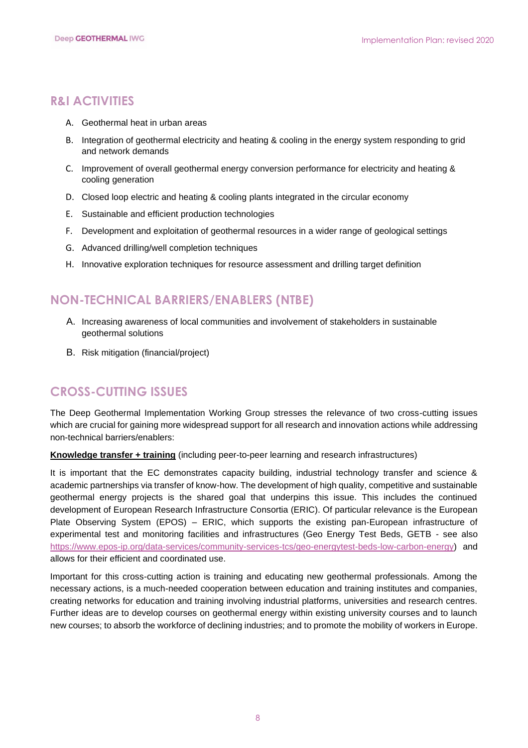## R&I ACTIVITIES

A. Geothermal heat in urban areas
B. Integration of geothermal electricity and heating & cooling in the energy system responding to grid and network demands
C. Improvement of overall geothermal energy conversion performance for electricity and heating & cooling generation
D. Closed loop electric and heating & cooling plants integrated in the circular economy
E. Sustainable and efficient production technologies
F. Development and exploitation of geothermal resources in a wider range of geological settings
G. Advanced drilling/well completion techniques
H. Innovative exploration techniques for resource assessment and drilling target definition

## NON-TECHNICAL BARRIERS/ENABLERS (NTBE)

A. Increasing awareness of local communities and involvement of stakeholders in sustainable geothermal solutions
B. Risk mitigation (financial/project)

## CROSS-CUTTING ISSUES

The Deep Geothermal Implementation Working Group stresses the relevance of two cross-cutting issues which are crucial for gaining more widespread support for all research and innovation actions while addressing non-technical barriers/enablers:

**Knowledge transfer + training** (including peer-to-peer learning and research infrastructures)

It is important that the EC demonstrates capacity building, industrial technology transfer and science & academic partnerships via transfer of know-how. The development of high quality, competitive and sustainable geothermal energy projects is the shared goal that underpins this issue. This includes the continued development of European Research Infrastructure Consortia (ERIC). Of particular relevance is the European Plate Observing System (EPOS) – ERIC, which supports the existing pan-European infrastructure of experimental test and monitoring facilities and infrastructures (Geo Energy Test Beds, GETB - see also https://www.epos-ip.org/data-services/community-services-tcs/geo-energytest-beds-low-carbon-energy) and allows for their efficient and coordinated use.

Important for this cross-cutting action is training and educating new geothermal professionals. Among the necessary actions, is a much-needed cooperation between education and training institutes and companies, creating networks for education and training involving industrial platforms, universities and research centres. Further ideas are to develop courses on geothermal energy within existing university courses and to launch new courses; to absorb the workforce of declining industries; and to promote the mobility of workers in Europe.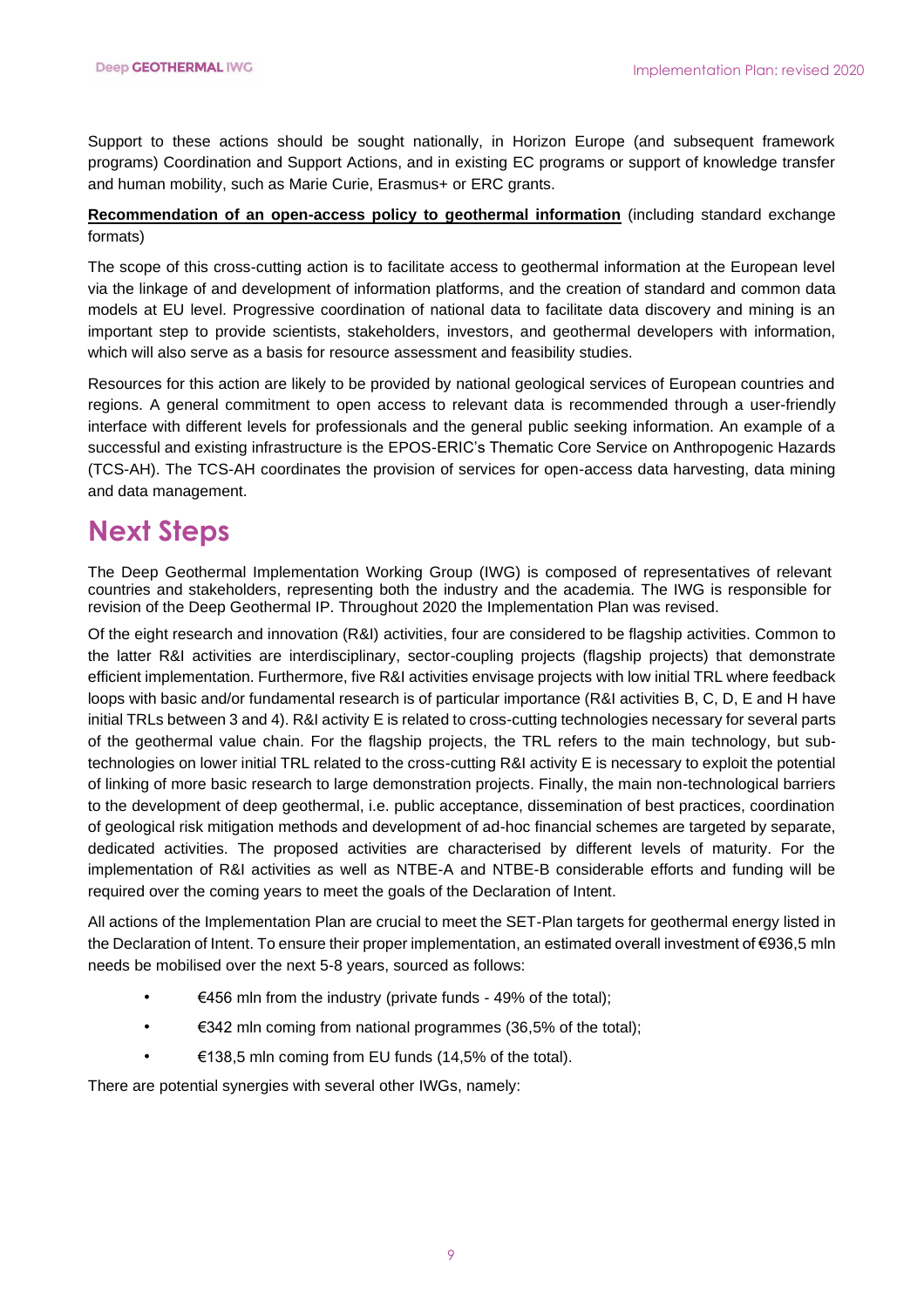Support to these actions should be sought nationally, in Horizon Europe (and subsequent framework programs) Coordination and Support Actions, and in existing EC programs or support of knowledge transfer and human mobility, such as Marie Curie, Erasmus+ or ERC grants.

**Recommendation of an open-access policy to geothermal information** (including standard exchange formats)

The scope of this cross-cutting action is to facilitate access to geothermal information at the European level via the linkage of and development of information platforms, and the creation of standard and common data models at EU level. Progressive coordination of national data to facilitate data discovery and mining is an important step to provide scientists, stakeholders, investors, and geothermal developers with information, which will also serve as a basis for resource assessment and feasibility studies.

Resources for this action are likely to be provided by national geological services of European countries and regions. A general commitment to open access to relevant data is recommended through a user-friendly interface with different levels for professionals and the general public seeking information. An example of a successful and existing infrastructure is the EPOS-ERIC's Thematic Core Service on Anthropogenic Hazards (TCS-AH). The TCS-AH coordinates the provision of services for open-access data harvesting, data mining and data management.

# Next Steps

The Deep Geothermal Implementation Working Group (IWG) is composed of representatives of relevant countries and stakeholders, representing both the industry and the academia. The IWG is responsible for revision of the Deep Geothermal IP. Throughout 2020 the Implementation Plan was revised.

Of the eight research and innovation (R&I) activities, four are considered to be flagship activities. Common to the latter R&I activities are interdisciplinary, sector-coupling projects (flagship projects) that demonstrate efficient implementation. Furthermore, five R&I activities envisage projects with low initial TRL where feedback loops with basic and/or fundamental research is of particular importance (R&I activities B, C, D, E and H have initial TRLs between 3 and 4). R&I activity E is related to cross-cutting technologies necessary for several parts of the geothermal value chain. For the flagship projects, the TRL refers to the main technology, but sub-technologies on lower initial TRL related to the cross-cutting R&I activity E is necessary to exploit the potential of linking of more basic research to large demonstration projects. Finally, the main non-technological barriers to the development of deep geothermal, i.e. public acceptance, dissemination of best practices, coordination of geological risk mitigation methods and development of ad-hoc financial schemes are targeted by separate, dedicated activities. The proposed activities are characterised by different levels of maturity. For the implementation of R&I activities as well as NTBE-A and NTBE-B considerable efforts and funding will be required over the coming years to meet the goals of the Declaration of Intent.

All actions of the Implementation Plan are crucial to meet the SET-Plan targets for geothermal energy listed in the Declaration of Intent. To ensure their proper implementation, an estimated overall investment of €936,5 mln needs be mobilised over the next 5-8 years, sourced as follows:

- €456 mln from the industry (private funds - 49% of the total);
- €342 mln coming from national programmes (36,5% of the total);
- €138,5 mln coming from EU funds (14,5% of the total).

There are potential synergies with several other IWGs, namely: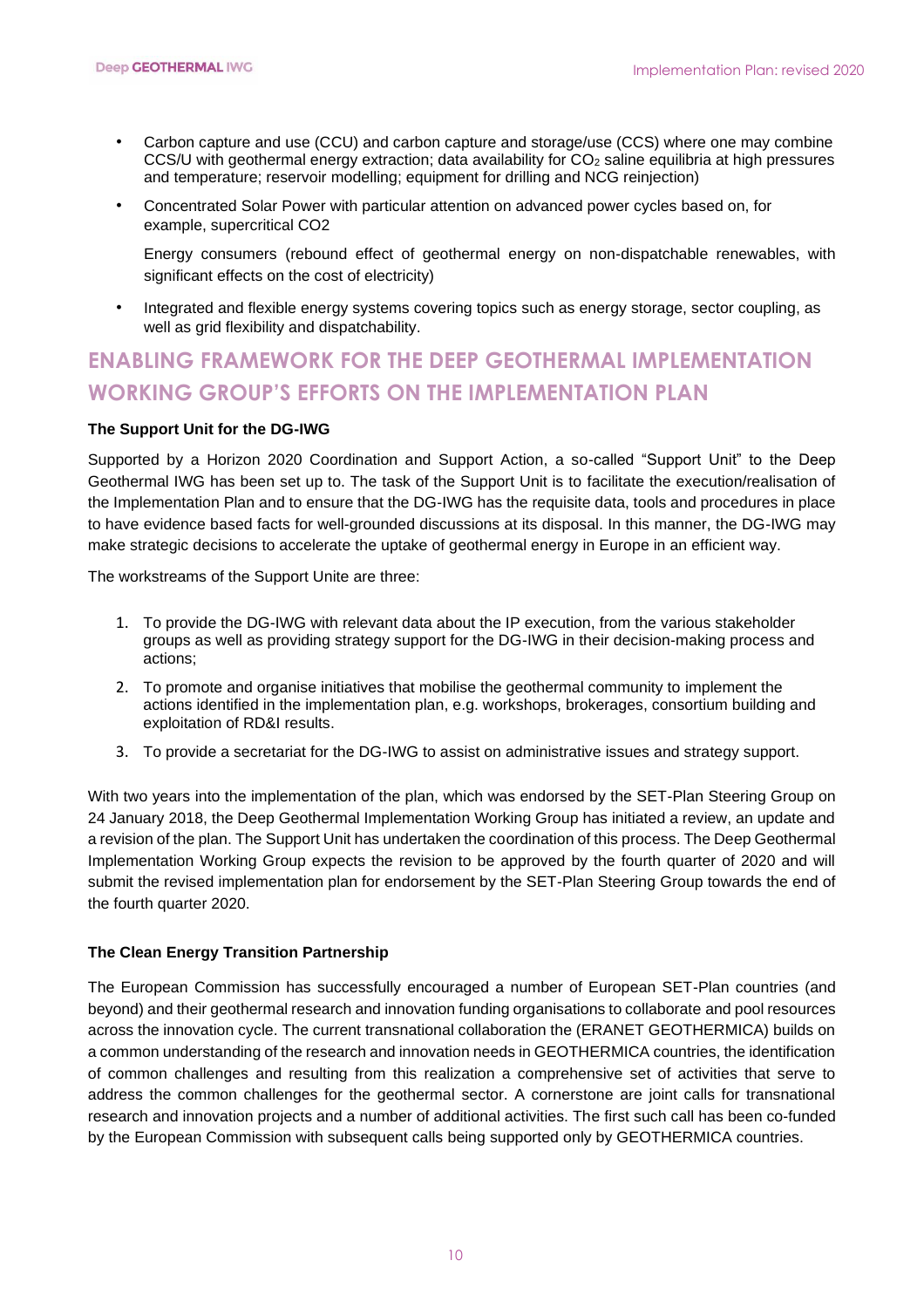- Carbon capture and use (CCU) and carbon capture and storage/use (CCS) where one may combine CCS/U with geothermal energy extraction; data availability for $CO_2$ saline equilibria at high pressures and temperature; reservoir modelling; equipment for drilling and NCG reinjection)
- Concentrated Solar Power with particular attention on advanced power cycles based on, for example, supercritical CO2

  Energy consumers (rebound effect of geothermal energy on non-dispatchable renewables, with significant effects on the cost of electricity)

- Integrated and flexible energy systems covering topics such as energy storage, sector coupling, as well as grid flexibility and dispatchability.

## ENABLING FRAMEWORK FOR THE DEEP GEOTHERMAL IMPLEMENTATION WORKING GROUP'S EFFORTS ON THE IMPLEMENTATION PLAN

**The Support Unit for the DG-IWG**

Supported by a Horizon 2020 Coordination and Support Action, a so-called "Support Unit" to the Deep Geothermal IWG has been set up to. The task of the Support Unit is to facilitate the execution/realisation of the Implementation Plan and to ensure that the DG-IWG has the requisite data, tools and procedures in place to have evidence based facts for well-grounded discussions at its disposal. In this manner, the DG-IWG may make strategic decisions to accelerate the uptake of geothermal energy in Europe in an efficient way.

The workstreams of the Support Unite are three:

1. To provide the DG-IWG with relevant data about the IP execution, from the various stakeholder groups as well as providing strategy support for the DG-IWG in their decision-making process and actions;
2. To promote and organise initiatives that mobilise the geothermal community to implement the actions identified in the implementation plan, e.g. workshops, brokerages, consortium building and exploitation of RD&I results.
3. To provide a secretariat for the DG-IWG to assist on administrative issues and strategy support.

With two years into the implementation of the plan, which was endorsed by the SET-Plan Steering Group on 24 January 2018, the Deep Geothermal Implementation Working Group has initiated a review, an update and a revision of the plan. The Support Unit has undertaken the coordination of this process. The Deep Geothermal Implementation Working Group expects the revision to be approved by the fourth quarter of 2020 and will submit the revised implementation plan for endorsement by the SET-Plan Steering Group towards the end of the fourth quarter 2020.

**The Clean Energy Transition Partnership**

The European Commission has successfully encouraged a number of European SET-Plan countries (and beyond) and their geothermal research and innovation funding organisations to collaborate and pool resources across the innovation cycle. The current transnational collaboration the (ERANET GEOTHERMICA) builds on a common understanding of the research and innovation needs in GEOTHERMICA countries, the identification of common challenges and resulting from this realization a comprehensive set of activities that serve to address the common challenges for the geothermal sector. A cornerstone are joint calls for transnational research and innovation projects and a number of additional activities. The first such call has been co-funded by the European Commission with subsequent calls being supported only by GEOTHERMICA countries.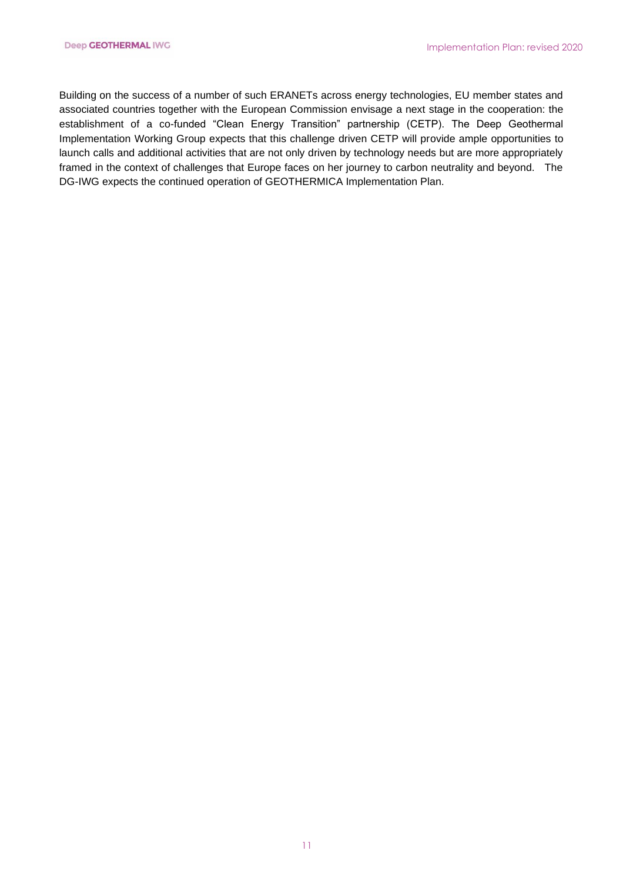Building on the success of a number of such ERANETs across energy technologies, EU member states and associated countries together with the European Commission envisage a next stage in the cooperation: the establishment of a co-funded "Clean Energy Transition" partnership (CETP). The Deep Geothermal Implementation Working Group expects that this challenge driven CETP will provide ample opportunities to launch calls and additional activities that are not only driven by technology needs but are more appropriately framed in the context of challenges that Europe faces on her journey to carbon neutrality and beyond. The DG-IWG expects the continued operation of GEOTHERMICA Implementation Plan.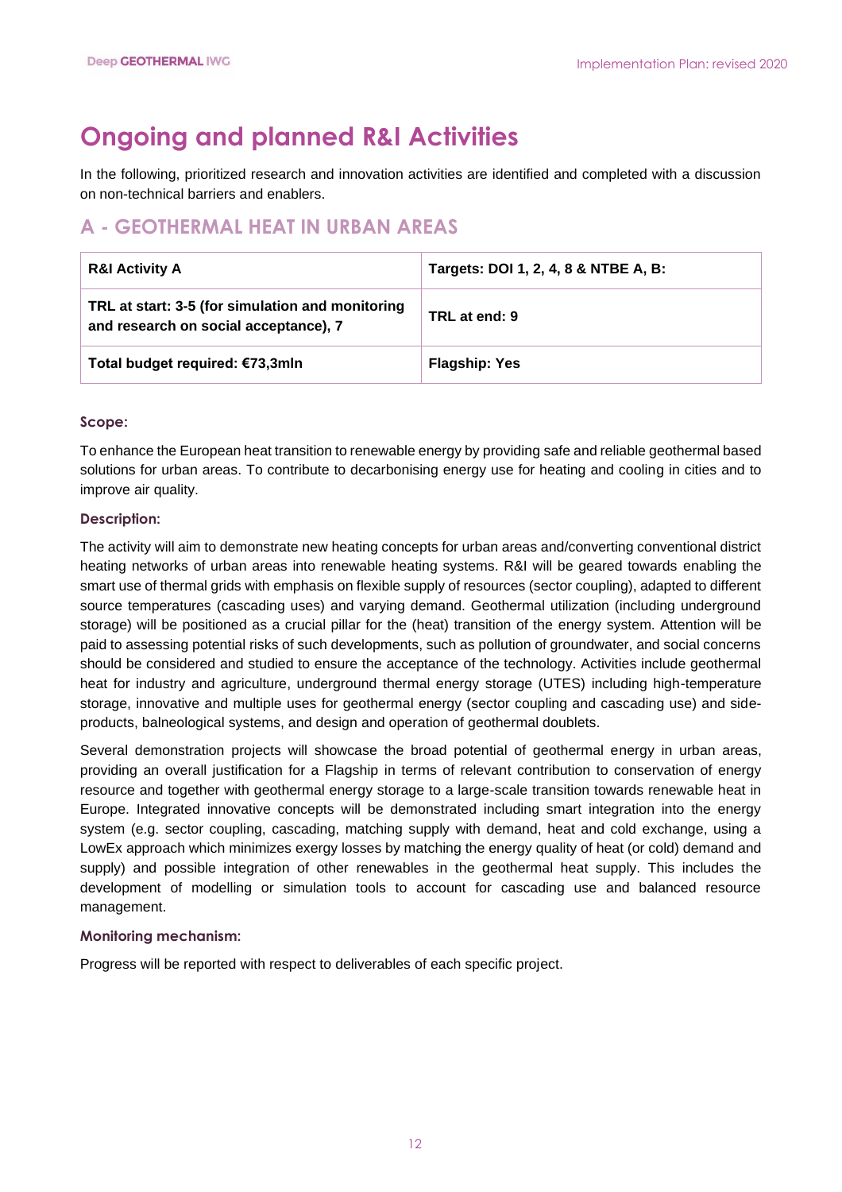# Ongoing and planned R&I Activities

In the following, prioritized research and innovation activities are identified and completed with a discussion on non-technical barriers and enablers.

## A - GEOTHERMAL HEAT IN URBAN AREAS

| **R&I Activity A** | **Targets: DOI 1, 2, 4, 8 & NTBE A, B:** |
|---|---|
| **TRL at start: 3-5 (for simulation and monitoring and research on social acceptance), 7** | **TRL at end: 9** |
| **Total budget required: €73,3mln** | **Flagship: Yes** |

### Scope:

To enhance the European heat transition to renewable energy by providing safe and reliable geothermal based solutions for urban areas. To contribute to decarbonising energy use for heating and cooling in cities and to improve air quality.

### Description:

The activity will aim to demonstrate new heating concepts for urban areas and/converting conventional district heating networks of urban areas into renewable heating systems. R&I will be geared towards enabling the smart use of thermal grids with emphasis on flexible supply of resources (sector coupling), adapted to different source temperatures (cascading uses) and varying demand. Geothermal utilization (including underground storage) will be positioned as a crucial pillar for the (heat) transition of the energy system. Attention will be paid to assessing potential risks of such developments, such as pollution of groundwater, and social concerns should be considered and studied to ensure the acceptance of the technology. Activities include geothermal heat for industry and agriculture, underground thermal energy storage (UTES) including high-temperature storage, innovative and multiple uses for geothermal energy (sector coupling and cascading use) and side-products, balneological systems, and design and operation of geothermal doublets.

Several demonstration projects will showcase the broad potential of geothermal energy in urban areas, providing an overall justification for a Flagship in terms of relevant contribution to conservation of energy resource and together with geothermal energy storage to a large-scale transition towards renewable heat in Europe. Integrated innovative concepts will be demonstrated including smart integration into the energy system (e.g. sector coupling, cascading, matching supply with demand, heat and cold exchange, using a LowEx approach which minimizes exergy losses by matching the energy quality of heat (or cold) demand and supply) and possible integration of other renewables in the geothermal heat supply. This includes the development of modelling or simulation tools to account for cascading use and balanced resource management.

### Monitoring mechanism:

Progress will be reported with respect to deliverables of each specific project.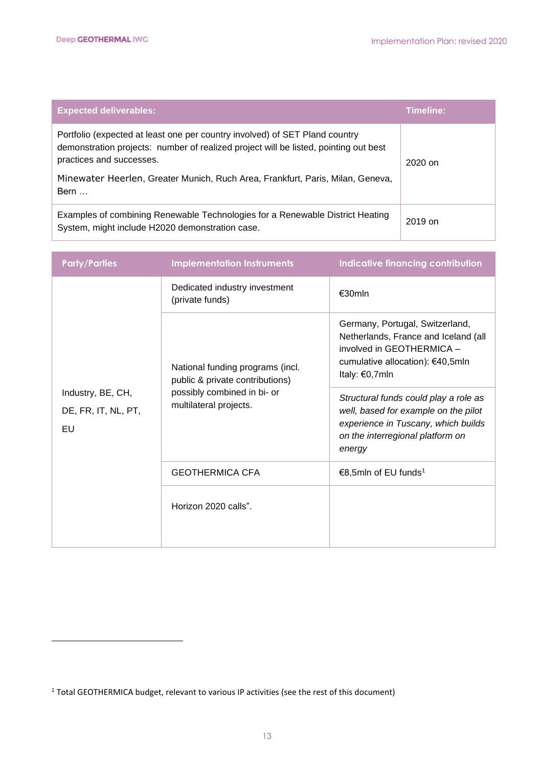| Expected deliverables: | Timeline: |
|---|---|
| Portfolio (expected at least one per country involved) of SET Pland country demonstration projects: number of realized project will be listed, pointing out best practices and successes.<br><br>Minewater Heerlen, Greater Munich, Ruch Area, Frankfurt, Paris, Milan, Geneva, Bern … | 2020 on |
| Examples of combining Renewable Technologies for a Renewable District Heating System, might include H2020 demonstration case. | 2019 on |

| Party/Parties | Implementation Instruments | Indicative financing contribution |
|---|---|---|
| Industry, BE, CH, DE, FR, IT, NL, PT, EU | Dedicated industry investment (private funds) | €30mln |
| | National funding programs (incl. public & private contributions) possibly combined in bi- or multilateral projects. | Germany, Portugal, Switzerland, Netherlands, France and Iceland (all involved in GEOTHERMICA – cumulative allocation): €40,5mln<br>Italy: €0,7mln |
| | | *Structural funds could play a role as well, based for example on the pilot experience in Tuscany, which builds on the interregional platform on energy* |
| | GEOTHERMICA CFA | €8,5mln of EU funds[1] |
| | Horizon 2020 calls". | |

[1] Total GEOTHERMICA budget, relevant to various IP activities (see the rest of this document)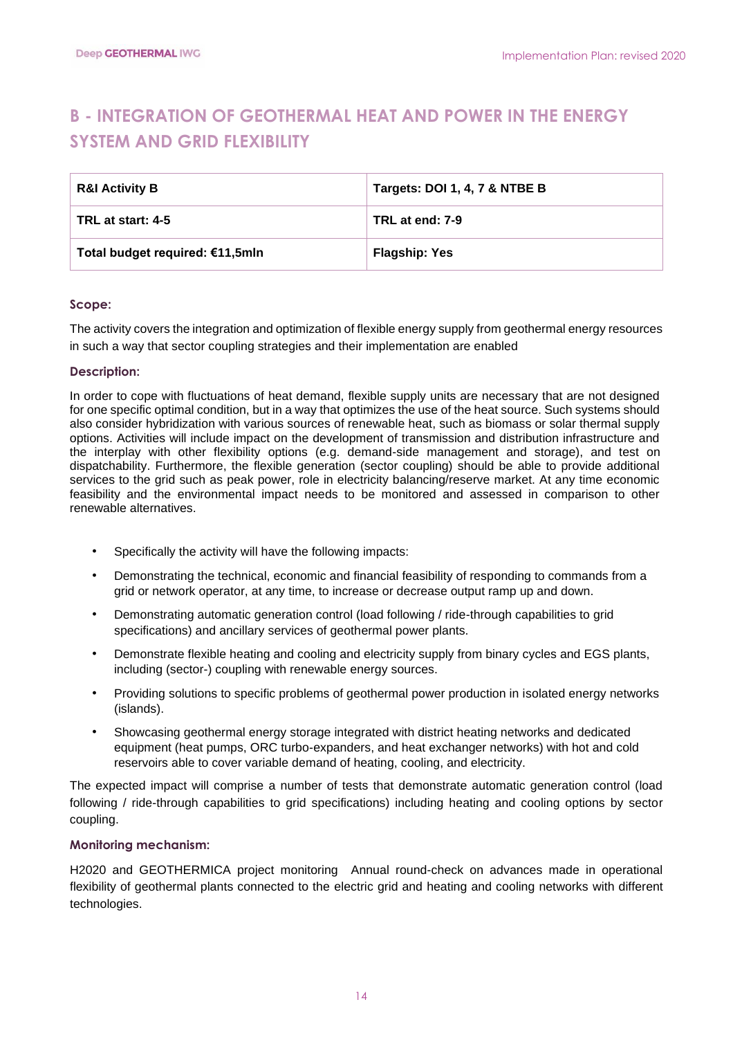## B - INTEGRATION OF GEOTHERMAL HEAT AND POWER IN THE ENERGY SYSTEM AND GRID FLEXIBILITY

| R&I Activity B | Targets: DOI 1, 4, 7 & NTBE B |
|---|---|
| TRL at start: 4-5 | TRL at end: 7-9 |
| Total budget required: €11,5mln | Flagship: Yes |

### Scope:

The activity covers the integration and optimization of flexible energy supply from geothermal energy resources in such a way that sector coupling strategies and their implementation are enabled

### Description:

In order to cope with fluctuations of heat demand, flexible supply units are necessary that are not designed for one specific optimal condition, but in a way that optimizes the use of the heat source. Such systems should also consider hybridization with various sources of renewable heat, such as biomass or solar thermal supply options. Activities will include impact on the development of transmission and distribution infrastructure and the interplay with other flexibility options (e.g. demand-side management and storage), and test on dispatchability. Furthermore, the flexible generation (sector coupling) should be able to provide additional services to the grid such as peak power, role in electricity balancing/reserve market. At any time economic feasibility and the environmental impact needs to be monitored and assessed in comparison to other renewable alternatives.

- Specifically the activity will have the following impacts:
- Demonstrating the technical, economic and financial feasibility of responding to commands from a grid or network operator, at any time, to increase or decrease output ramp up and down.
- Demonstrating automatic generation control (load following / ride-through capabilities to grid specifications) and ancillary services of geothermal power plants.
- Demonstrate flexible heating and cooling and electricity supply from binary cycles and EGS plants, including (sector-) coupling with renewable energy sources.
- Providing solutions to specific problems of geothermal power production in isolated energy networks (islands).
- Showcasing geothermal energy storage integrated with district heating networks and dedicated equipment (heat pumps, ORC turbo-expanders, and heat exchanger networks) with hot and cold reservoirs able to cover variable demand of heating, cooling, and electricity.

The expected impact will comprise a number of tests that demonstrate automatic generation control (load following / ride-through capabilities to grid specifications) including heating and cooling options by sector coupling.

### Monitoring mechanism:

H2020 and GEOTHERMICA project monitoring Annual round-check on advances made in operational flexibility of geothermal plants connected to the electric grid and heating and cooling networks with different technologies.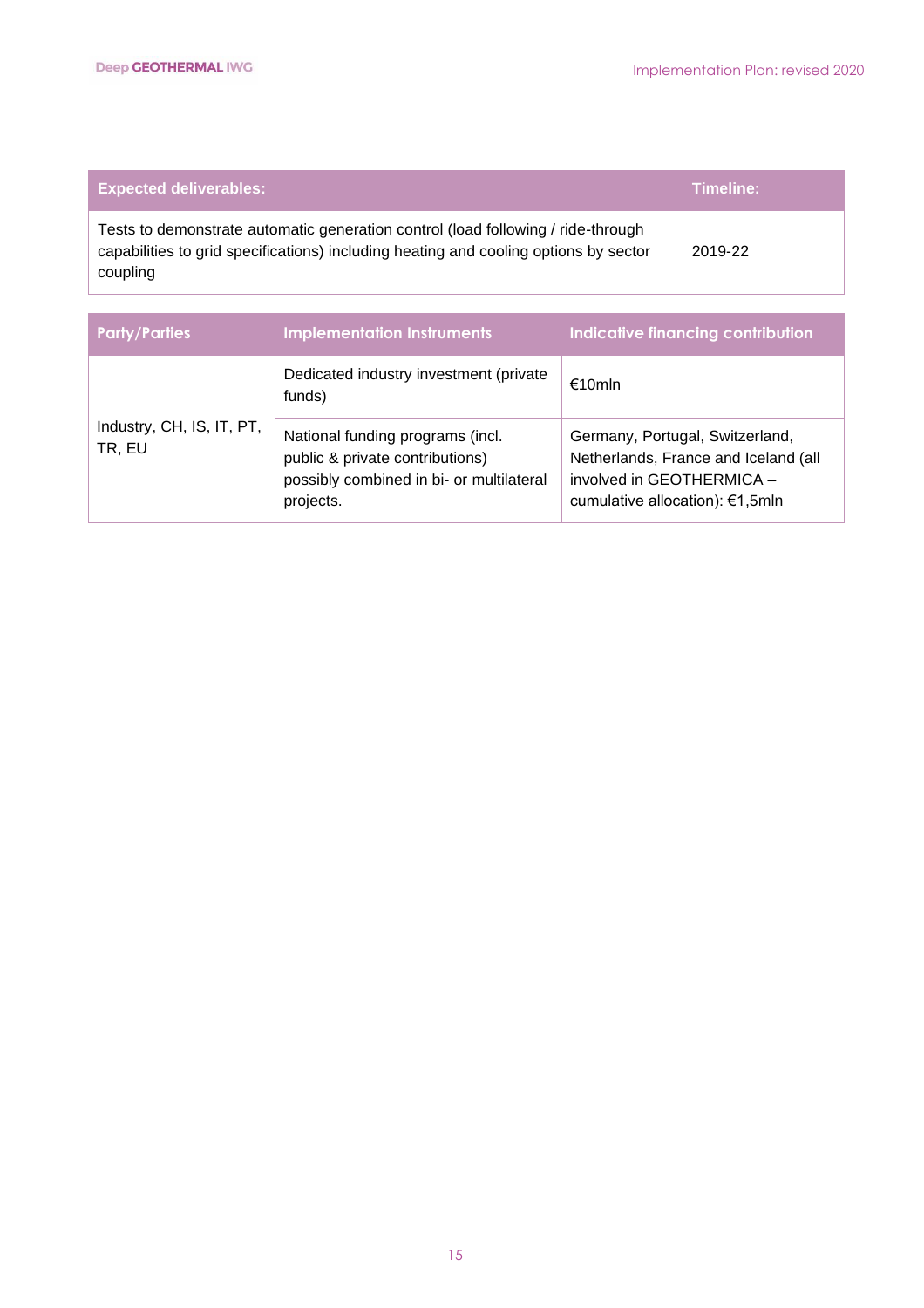| Expected deliverables: | Timeline: |
|---|---|
| Tests to demonstrate automatic generation control (load following / ride-through capabilities to grid specifications) including heating and cooling options by sector coupling | 2019-22 |

| Party/Parties | Implementation Instruments | Indicative financing contribution |
|---|---|---|
| Industry, CH, IS, IT, PT, TR, EU | Dedicated industry investment (private funds) | €10mln |
| | National funding programs (incl. public & private contributions) possibly combined in bi- or multilateral projects. | Germany, Portugal, Switzerland, Netherlands, France and Iceland (all involved in GEOTHERMICA – cumulative allocation): €1,5mln |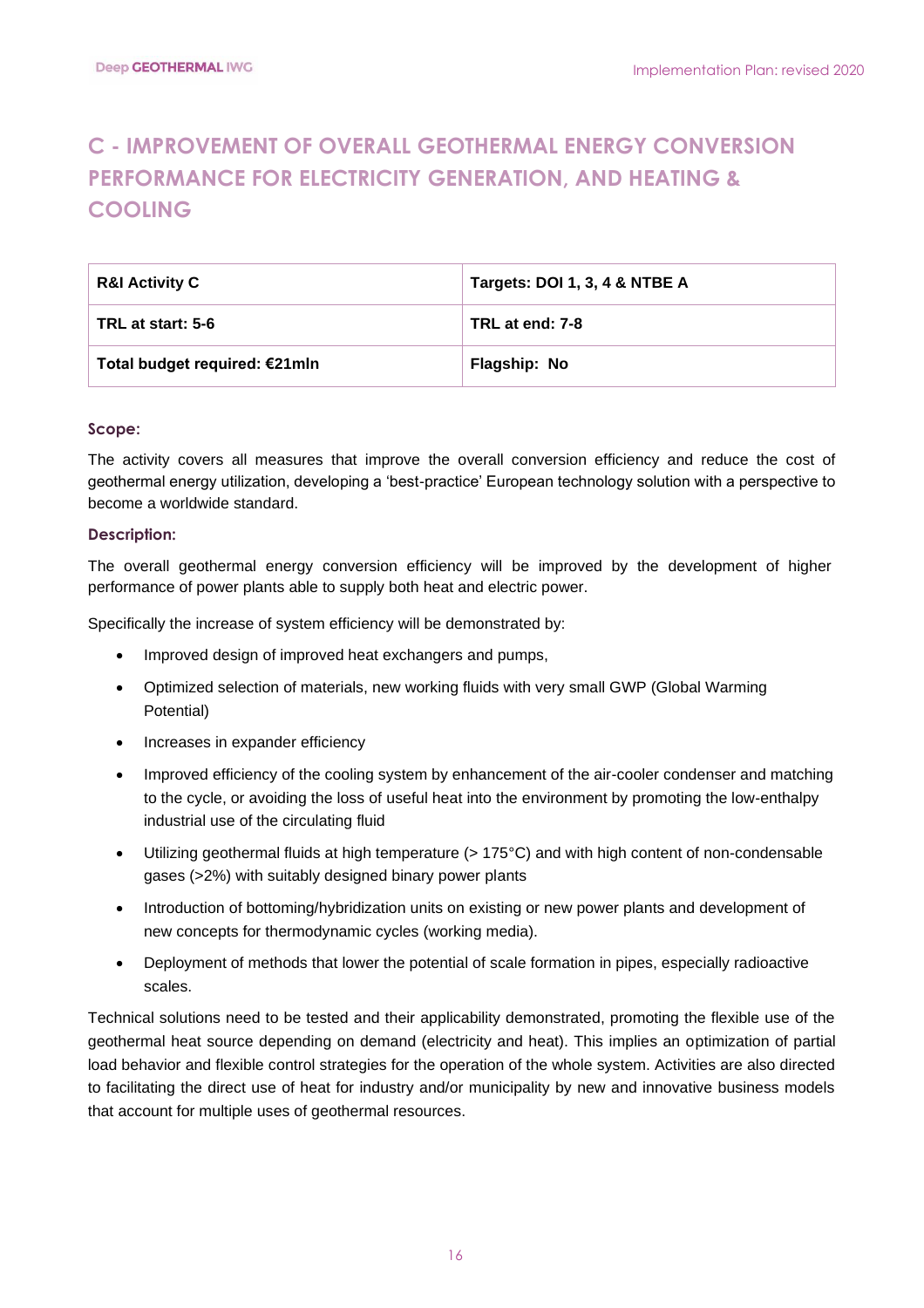# C - IMPROVEMENT OF OVERALL GEOTHERMAL ENERGY CONVERSION PERFORMANCE FOR ELECTRICITY GENERATION, AND HEATING & COOLING

| **R&I Activity C** | **Targets: DOI 1, 3, 4 & NTBE A** |
|---|---|
| **TRL at start: 5-6** | **TRL at end: 7-8** |
| **Total budget required: €21mln** | **Flagship: No** |

### Scope:

The activity covers all measures that improve the overall conversion efficiency and reduce the cost of geothermal energy utilization, developing a 'best-practice' European technology solution with a perspective to become a worldwide standard.

### Description:

The overall geothermal energy conversion efficiency will be improved by the development of higher performance of power plants able to supply both heat and electric power.

Specifically the increase of system efficiency will be demonstrated by:

- Improved design of improved heat exchangers and pumps,
- Optimized selection of materials, new working fluids with very small GWP (Global Warming Potential)
- Increases in expander efficiency
- Improved efficiency of the cooling system by enhancement of the air-cooler condenser and matching to the cycle, or avoiding the loss of useful heat into the environment by promoting the low-enthalpy industrial use of the circulating fluid
- Utilizing geothermal fluids at high temperature (> 175°C) and with high content of non-condensable gases (>2%) with suitably designed binary power plants
- Introduction of bottoming/hybridization units on existing or new power plants and development of new concepts for thermodynamic cycles (working media).
- Deployment of methods that lower the potential of scale formation in pipes, especially radioactive scales.

Technical solutions need to be tested and their applicability demonstrated, promoting the flexible use of the geothermal heat source depending on demand (electricity and heat). This implies an optimization of partial load behavior and flexible control strategies for the operation of the whole system. Activities are also directed to facilitating the direct use of heat for industry and/or municipality by new and innovative business models that account for multiple uses of geothermal resources.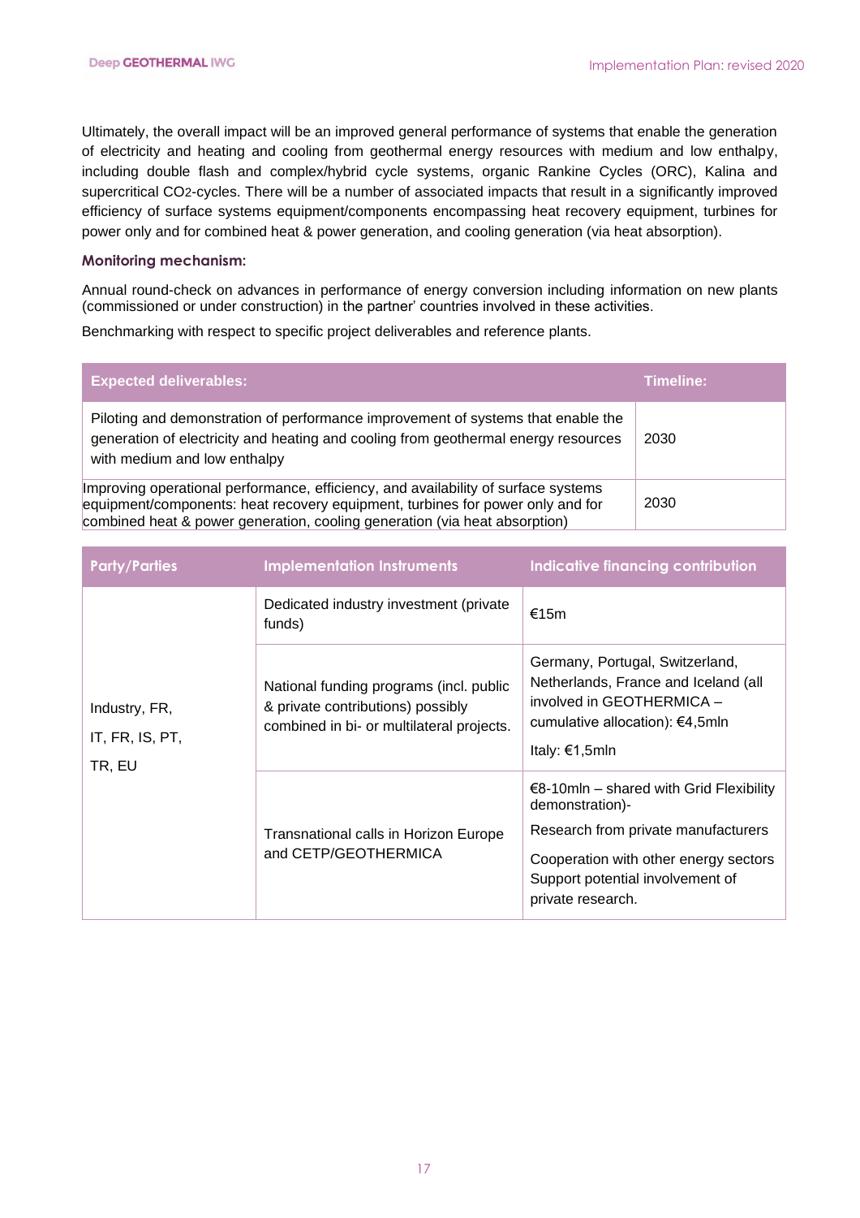Ultimately, the overall impact will be an improved general performance of systems that enable the generation of electricity and heating and cooling from geothermal energy resources with medium and low enthalpy, including double flash and complex/hybrid cycle systems, organic Rankine Cycles (ORC), Kalina and supercritical $CO_2$-cycles. There will be a number of associated impacts that result in a significantly improved efficiency of surface systems equipment/components encompassing heat recovery equipment, turbines for power only and for combined heat & power generation, and cooling generation (via heat absorption).

### Monitoring mechanism:

Annual round-check on advances in performance of energy conversion including information on new plants (commissioned or under construction) in the partner' countries involved in these activities.

Benchmarking with respect to specific project deliverables and reference plants.

| Expected deliverables: | Timeline: |
| --- | --- |
| Piloting and demonstration of performance improvement of systems that enable the generation of electricity and heating and cooling from geothermal energy resources with medium and low enthalpy | 2030 |
| Improving operational performance, efficiency, and availability of surface systems equipment/components: heat recovery equipment, turbines for power only and for combined heat & power generation, cooling generation (via heat absorption) | 2030 |

| Party/Parties | Implementation Instruments | Indicative financing contribution |
| --- | --- | --- |
| Industry, FR, IT, FR, IS, PT, TR, EU | Dedicated industry investment (private funds) | €15m |
| | National funding programs (incl. public & private contributions) possibly combined in bi- or multilateral projects. | Germany, Portugal, Switzerland, Netherlands, France and Iceland (all involved in GEOTHERMICA – cumulative allocation): €4,5mln<br><br>Italy: €1,5mln |
| | Transnational calls in Horizon Europe and CETP/GEOTHERMICA | €8-10mln – shared with Grid Flexibility demonstration)-<br><br>Research from private manufacturers<br><br>Cooperation with other energy sectors Support potential involvement of private research. |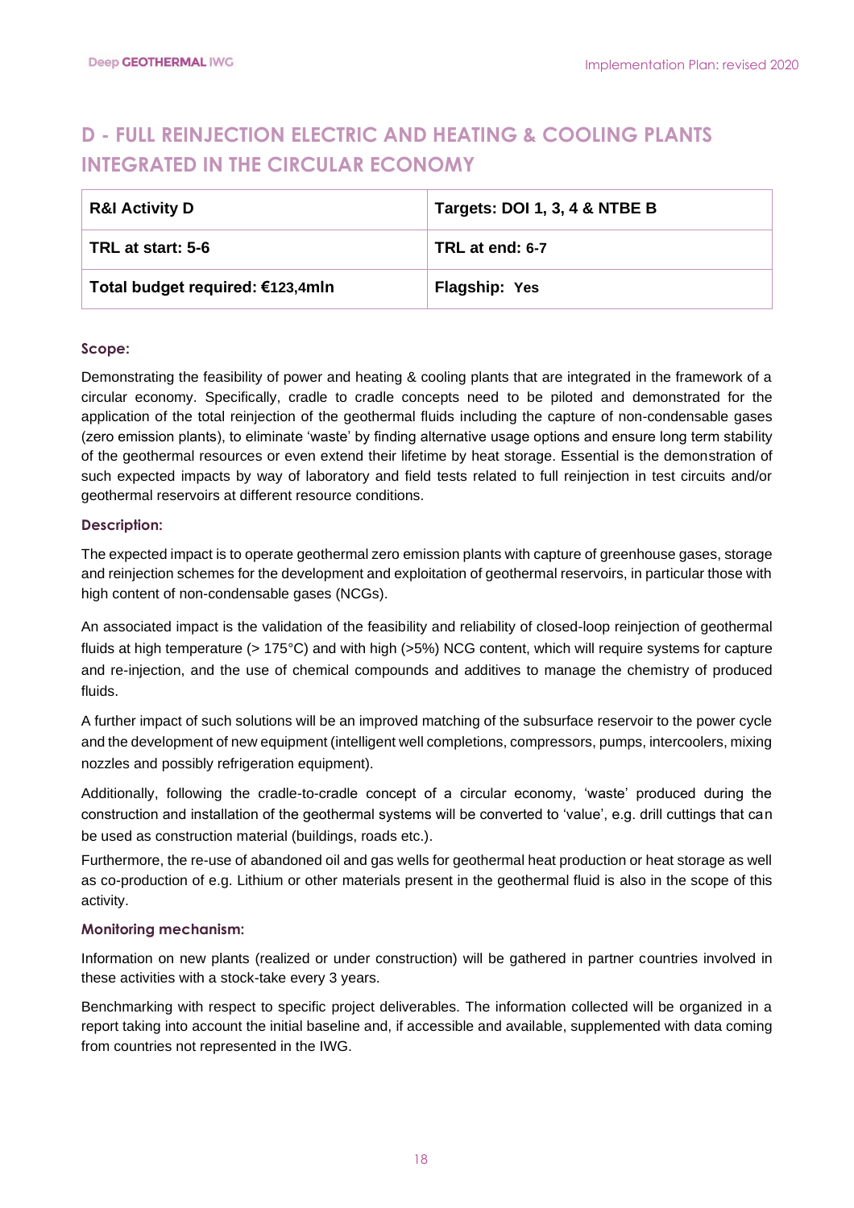## D - FULL REINJECTION ELECTRIC AND HEATING & COOLING PLANTS INTEGRATED IN THE CIRCULAR ECONOMY

| **R&I Activity D** | **Targets: DOI 1, 3, 4 & NTBE B** |
| --- | --- |
| **TRL at start: 5-6** | **TRL at end: 6-7** |
| **Total budget required: €123,4mln** | **Flagship: Yes** |

#### Scope:

Demonstrating the feasibility of power and heating & cooling plants that are integrated in the framework of a circular economy. Specifically, cradle to cradle concepts need to be piloted and demonstrated for the application of the total reinjection of the geothermal fluids including the capture of non-condensable gases (zero emission plants), to eliminate 'waste' by finding alternative usage options and ensure long term stability of the geothermal resources or even extend their lifetime by heat storage. Essential is the demonstration of such expected impacts by way of laboratory and field tests related to full reinjection in test circuits and/or geothermal reservoirs at different resource conditions.

#### Description:

The expected impact is to operate geothermal zero emission plants with capture of greenhouse gases, storage and reinjection schemes for the development and exploitation of geothermal reservoirs, in particular those with high content of non-condensable gases (NCGs).

An associated impact is the validation of the feasibility and reliability of closed-loop reinjection of geothermal fluids at high temperature (> 175°C) and with high (>5%) NCG content, which will require systems for capture and re-injection, and the use of chemical compounds and additives to manage the chemistry of produced fluids.

A further impact of such solutions will be an improved matching of the subsurface reservoir to the power cycle and the development of new equipment (intelligent well completions, compressors, pumps, intercoolers, mixing nozzles and possibly refrigeration equipment).

Additionally, following the cradle-to-cradle concept of a circular economy, 'waste' produced during the construction and installation of the geothermal systems will be converted to 'value', e.g. drill cuttings that can be used as construction material (buildings, roads etc.).

Furthermore, the re-use of abandoned oil and gas wells for geothermal heat production or heat storage as well as co-production of e.g. Lithium or other materials present in the geothermal fluid is also in the scope of this activity.

#### Monitoring mechanism:

Information on new plants (realized or under construction) will be gathered in partner countries involved in these activities with a stock-take every 3 years.

Benchmarking with respect to specific project deliverables. The information collected will be organized in a report taking into account the initial baseline and, if accessible and available, supplemented with data coming from countries not represented in the IWG.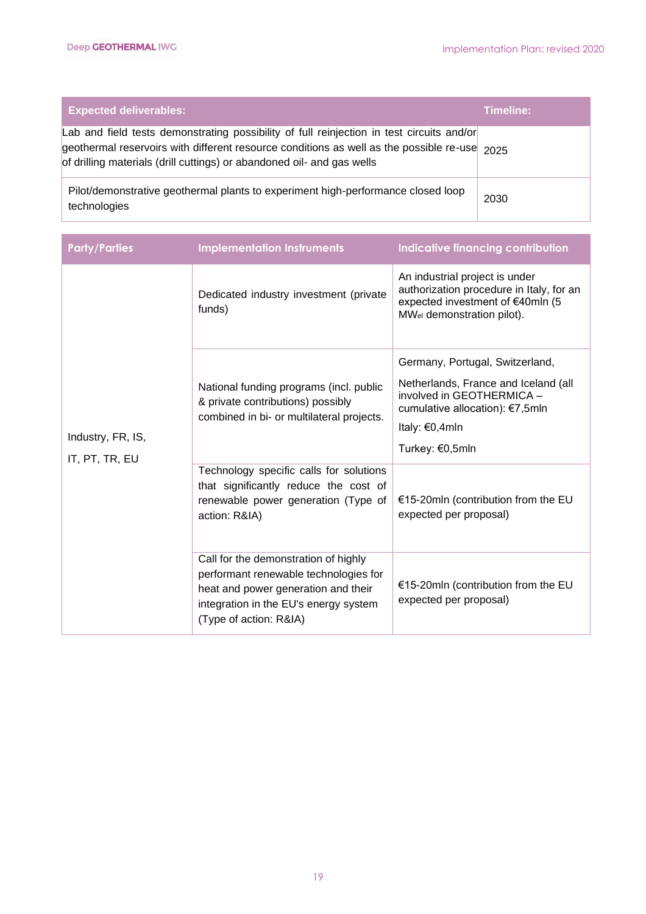| Expected deliverables: | Timeline: |
|---|---|
| Lab and field tests demonstrating possibility of full reinjection in test circuits and/or geothermal reservoirs with different resource conditions as well as the possible re-use of drilling materials (drill cuttings) or abandoned oil- and gas wells | 2025 |
| Pilot/demonstrative geothermal plants to experiment high-performance closed loop technologies | 2030 |

| Party/Parties | Implementation Instruments | Indicative financing contribution |
|---|---|---|
| Industry, FR, IS, IT, PT, TR, EU | Dedicated industry investment (private funds) | An industrial project is under authorization procedure in Italy, for an expected investment of €40mln (5 $MW_{el}$ demonstration pilot). |
| | National funding programs (incl. public & private contributions) possibly combined in bi- or multilateral projects. | Germany, Portugal, Switzerland, Netherlands, France and Iceland (all involved in GEOTHERMICA – cumulative allocation): €7,5mln<br>Italy: €0,4mln<br>Turkey: €0,5mln |
| | Technology specific calls for solutions that significantly reduce the cost of renewable power generation (Type of action: R&IA) | €15-20mln (contribution from the EU expected per proposal) |
| | Call for the demonstration of highly performant renewable technologies for heat and power generation and their integration in the EU's energy system (Type of action: R&IA) | €15-20mln (contribution from the EU expected per proposal) |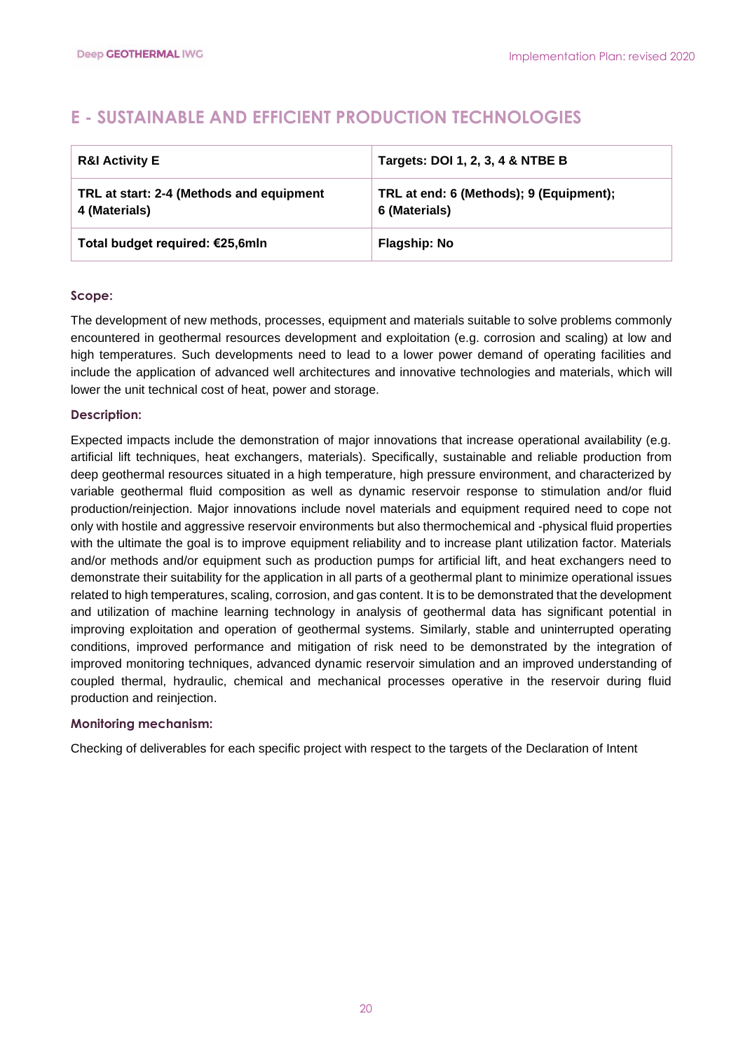## E - SUSTAINABLE AND EFFICIENT PRODUCTION TECHNOLOGIES

| **R&I Activity E** | **Targets: DOI 1, 2, 3, 4 & NTBE B** |
|---|---|
| **TRL at start: 2-4 (Methods and equipment 4 (Materials)** | **TRL at end: 6 (Methods); 9 (Equipment); 6 (Materials)** |
| **Total budget required: €25,6mln** | **Flagship: No** |

### Scope:

The development of new methods, processes, equipment and materials suitable to solve problems commonly encountered in geothermal resources development and exploitation (e.g. corrosion and scaling) at low and high temperatures. Such developments need to lead to a lower power demand of operating facilities and include the application of advanced well architectures and innovative technologies and materials, which will lower the unit technical cost of heat, power and storage.

### Description:

Expected impacts include the demonstration of major innovations that increase operational availability (e.g. artificial lift techniques, heat exchangers, materials). Specifically, sustainable and reliable production from deep geothermal resources situated in a high temperature, high pressure environment, and characterized by variable geothermal fluid composition as well as dynamic reservoir response to stimulation and/or fluid production/reinjection. Major innovations include novel materials and equipment required need to cope not only with hostile and aggressive reservoir environments but also thermochemical and -physical fluid properties with the ultimate the goal is to improve equipment reliability and to increase plant utilization factor. Materials and/or methods and/or equipment such as production pumps for artificial lift, and heat exchangers need to demonstrate their suitability for the application in all parts of a geothermal plant to minimize operational issues related to high temperatures, scaling, corrosion, and gas content. It is to be demonstrated that the development and utilization of machine learning technology in analysis of geothermal data has significant potential in improving exploitation and operation of geothermal systems. Similarly, stable and uninterrupted operating conditions, improved performance and mitigation of risk need to be demonstrated by the integration of improved monitoring techniques, advanced dynamic reservoir simulation and an improved understanding of coupled thermal, hydraulic, chemical and mechanical processes operative in the reservoir during fluid production and reinjection.

### Monitoring mechanism:

Checking of deliverables for each specific project with respect to the targets of the Declaration of Intent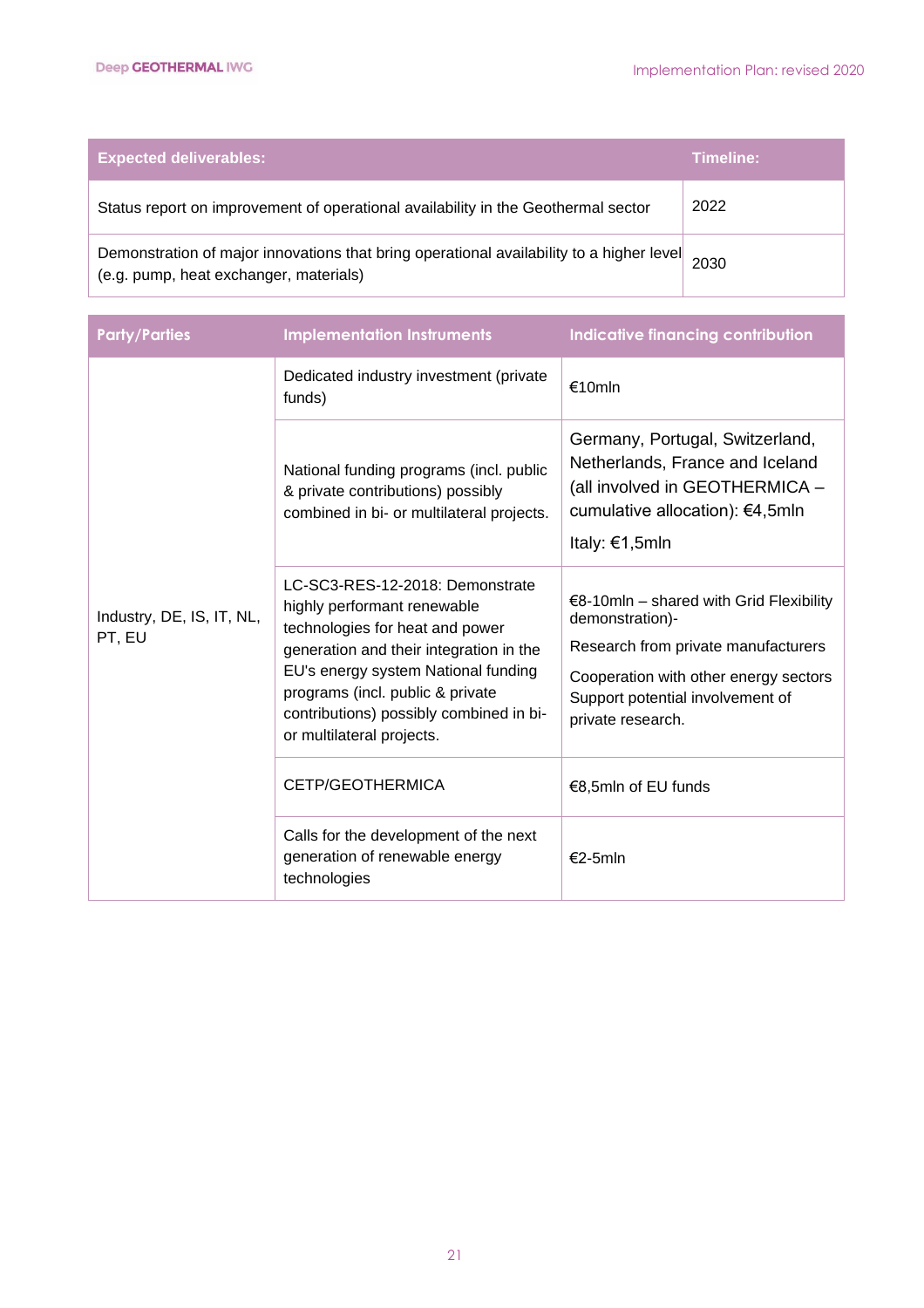| Expected deliverables: | Timeline: |
|---|---|
| Status report on improvement of operational availability in the Geothermal sector | 2022 |
| Demonstration of major innovations that bring operational availability to a higher level (e.g. pump, heat exchanger, materials) | 2030 |

| Party/Parties | Implementation Instruments | Indicative financing contribution |
|---|---|---|
| Industry, DE, IS, IT, NL, PT, EU | Dedicated industry investment (private funds) | €10mln |
| | National funding programs (incl. public & private contributions) possibly combined in bi- or multilateral projects. | Germany, Portugal, Switzerland, Netherlands, France and Iceland (all involved in GEOTHERMICA – cumulative allocation): €4,5mln<br>Italy: €1,5mln |
| | LC-SC3-RES-12-2018: Demonstrate highly performant renewable technologies for heat and power generation and their integration in the EU's energy system National funding programs (incl. public & private contributions) possibly combined in bi- or multilateral projects. | €8-10mln – shared with Grid Flexibility demonstration)-<br>Research from private manufacturers<br>Cooperation with other energy sectors Support potential involvement of private research. |
| | CETP/GEOTHERMICA | €8,5mln of EU funds |
| | Calls for the development of the next generation of renewable energy technologies | €2-5mln |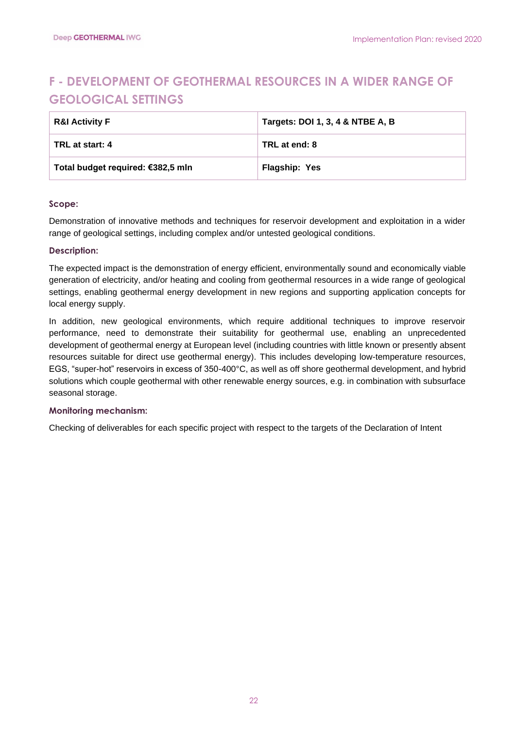## F - DEVELOPMENT OF GEOTHERMAL RESOURCES IN A WIDER RANGE OF GEOLOGICAL SETTINGS

| **R&I Activity F** | **Targets: DOI 1, 3, 4 & NTBE A, B** |
| --- | --- |
| **TRL at start: 4** | **TRL at end: 8** |
| **Total budget required: €382,5 mln** | **Flagship: Yes** |

### Scope:

Demonstration of innovative methods and techniques for reservoir development and exploitation in a wider range of geological settings, including complex and/or untested geological conditions.

### Description:

The expected impact is the demonstration of energy efficient, environmentally sound and economically viable generation of electricity, and/or heating and cooling from geothermal resources in a wide range of geological settings, enabling geothermal energy development in new regions and supporting application concepts for local energy supply.

In addition, new geological environments, which require additional techniques to improve reservoir performance, need to demonstrate their suitability for geothermal use, enabling an unprecedented development of geothermal energy at European level (including countries with little known or presently absent resources suitable for direct use geothermal energy). This includes developing low-temperature resources, EGS, "super-hot" reservoirs in excess of 350-400°C, as well as off shore geothermal development, and hybrid solutions which couple geothermal with other renewable energy sources, e.g. in combination with subsurface seasonal storage.

### Monitoring mechanism:

Checking of deliverables for each specific project with respect to the targets of the Declaration of Intent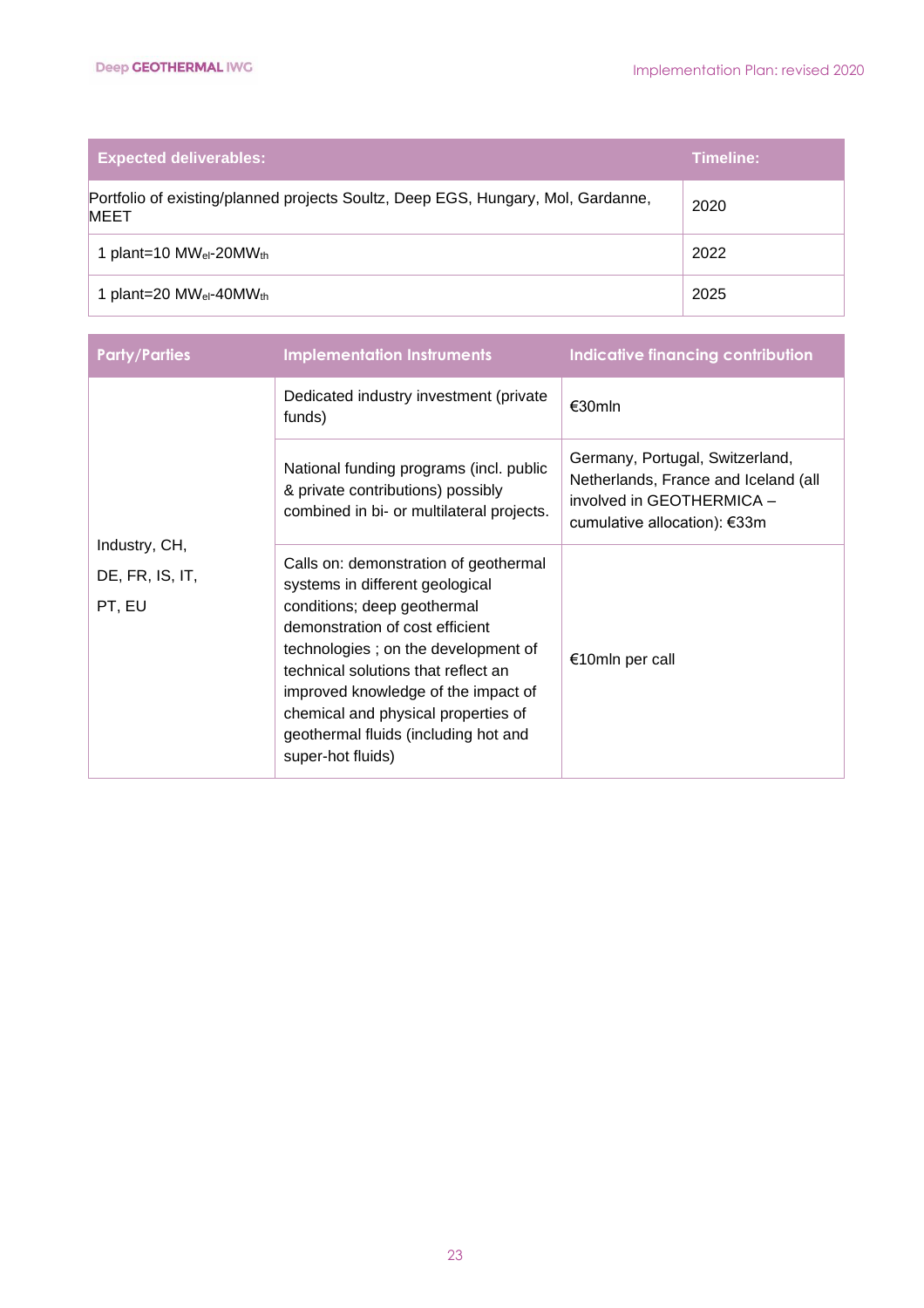| Expected deliverables: | Timeline: |
| --- | --- |
| Portfolio of existing/planned projects Soultz, Deep EGS, Hungary, Mol, Gardanne, MEET | 2020 |
| 1 plant=10 $MW_{el}$-20$MW_{th}$ | 2022 |
| 1 plant=20 $MW_{el}$-40$MW_{th}$ | 2025 |

| Party/Parties | Implementation Instruments | Indicative financing contribution |
| --- | --- | --- |
| Industry, CH, DE, FR, IS, IT, PT, EU | Dedicated industry investment (private funds) | €30mln |
| | National funding programs (incl. public & private contributions) possibly combined in bi- or multilateral projects. | Germany, Portugal, Switzerland, Netherlands, France and Iceland (all involved in GEOTHERMICA – cumulative allocation): €33m |
| | Calls on: demonstration of geothermal systems in different geological conditions; deep geothermal demonstration of cost efficient technologies ; on the development of technical solutions that reflect an improved knowledge of the impact of chemical and physical properties of geothermal fluids (including hot and super-hot fluids) | €10mln per call |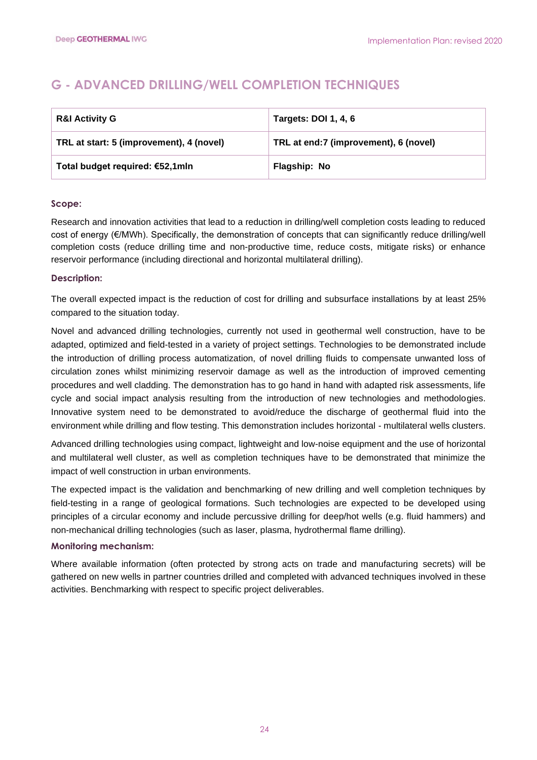# G - ADVANCED DRILLING/WELL COMPLETION TECHNIQUES

| R&I Activity G | Targets: DOI 1, 4, 6 |
|---|---|
| TRL at start: 5 (improvement), 4 (novel) | TRL at end:7 (improvement), 6 (novel) |
| Total budget required: €52,1mln | Flagship: No |

### Scope:

Research and innovation activities that lead to a reduction in drilling/well completion costs leading to reduced cost of energy (€/MWh). Specifically, the demonstration of concepts that can significantly reduce drilling/well completion costs (reduce drilling time and non-productive time, reduce costs, mitigate risks) or enhance reservoir performance (including directional and horizontal multilateral drilling).

### Description:

The overall expected impact is the reduction of cost for drilling and subsurface installations by at least 25% compared to the situation today.

Novel and advanced drilling technologies, currently not used in geothermal well construction, have to be adapted, optimized and field-tested in a variety of project settings. Technologies to be demonstrated include the introduction of drilling process automatization, of novel drilling fluids to compensate unwanted loss of circulation zones whilst minimizing reservoir damage as well as the introduction of improved cementing procedures and well cladding. The demonstration has to go hand in hand with adapted risk assessments, life cycle and social impact analysis resulting from the introduction of new technologies and methodologies. Innovative system need to be demonstrated to avoid/reduce the discharge of geothermal fluid into the environment while drilling and flow testing. This demonstration includes horizontal - multilateral wells clusters.

Advanced drilling technologies using compact, lightweight and low-noise equipment and the use of horizontal and multilateral well cluster, as well as completion techniques have to be demonstrated that minimize the impact of well construction in urban environments.

The expected impact is the validation and benchmarking of new drilling and well completion techniques by field-testing in a range of geological formations. Such technologies are expected to be developed using principles of a circular economy and include percussive drilling for deep/hot wells (e.g. fluid hammers) and non-mechanical drilling technologies (such as laser, plasma, hydrothermal flame drilling).

### Monitoring mechanism:

Where available information (often protected by strong acts on trade and manufacturing secrets) will be gathered on new wells in partner countries drilled and completed with advanced techniques involved in these activities. Benchmarking with respect to specific project deliverables.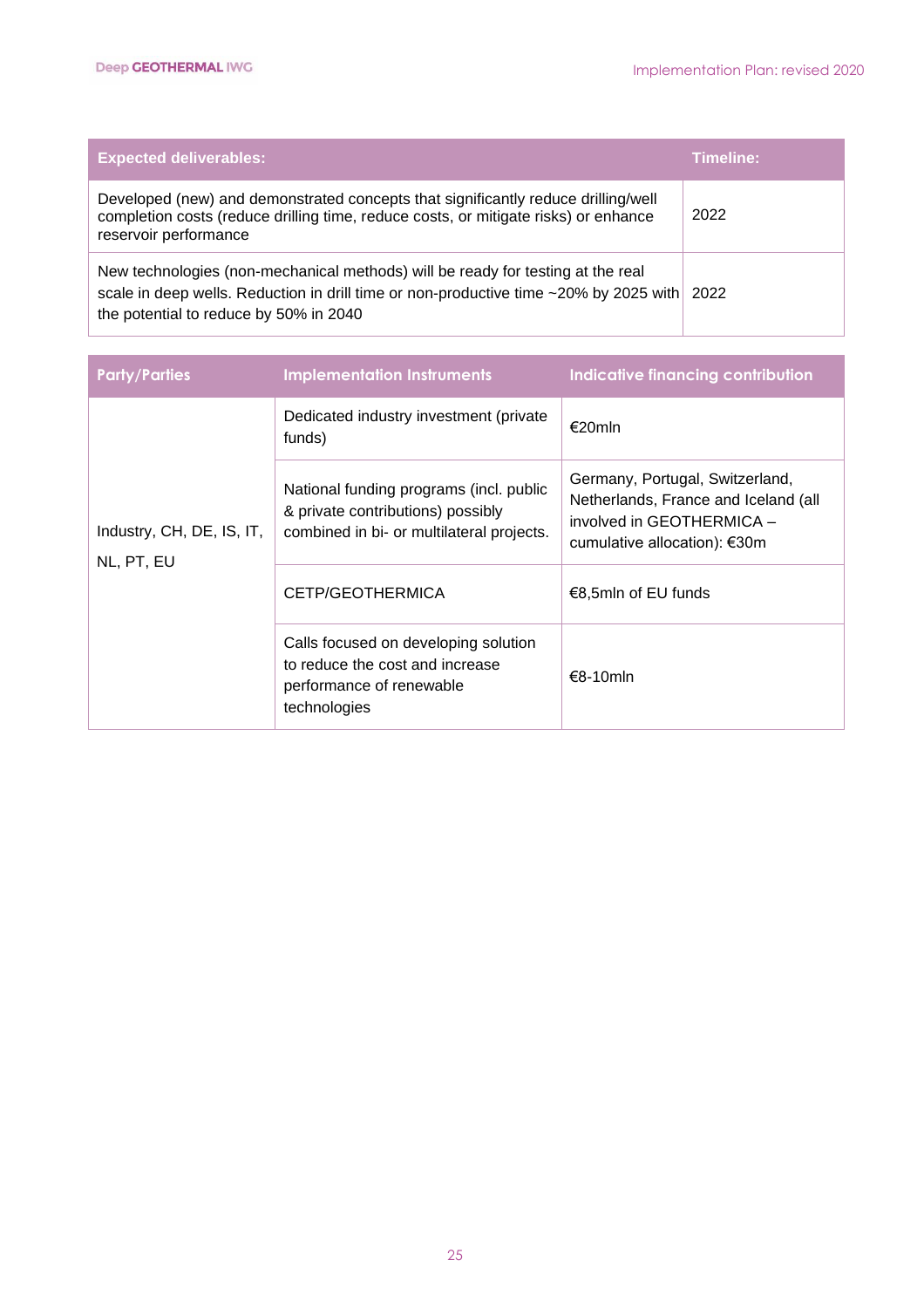| Expected deliverables: | Timeline: |
|---|---|
| Developed (new) and demonstrated concepts that significantly reduce drilling/well completion costs (reduce drilling time, reduce costs, or mitigate risks) or enhance reservoir performance | 2022 |
| New technologies (non-mechanical methods) will be ready for testing at the real scale in deep wells. Reduction in drill time or non-productive time ~20% by 2025 with the potential to reduce by 50% in 2040 | 2022 |

| Party/Parties | Implementation Instruments | Indicative financing contribution |
|---|---|---|
| Industry, CH, DE, IS, IT, NL, PT, EU | Dedicated industry investment (private funds) | €20mln |
| | National funding programs (incl. public & private contributions) possibly combined in bi- or multilateral projects. | Germany, Portugal, Switzerland, Netherlands, France and Iceland (all involved in GEOTHERMICA – cumulative allocation): €30m |
| | CETP/GEOTHERMICA | €8,5mln of EU funds |
| | Calls focused on developing solution to reduce the cost and increase performance of renewable technologies | €8-10mln |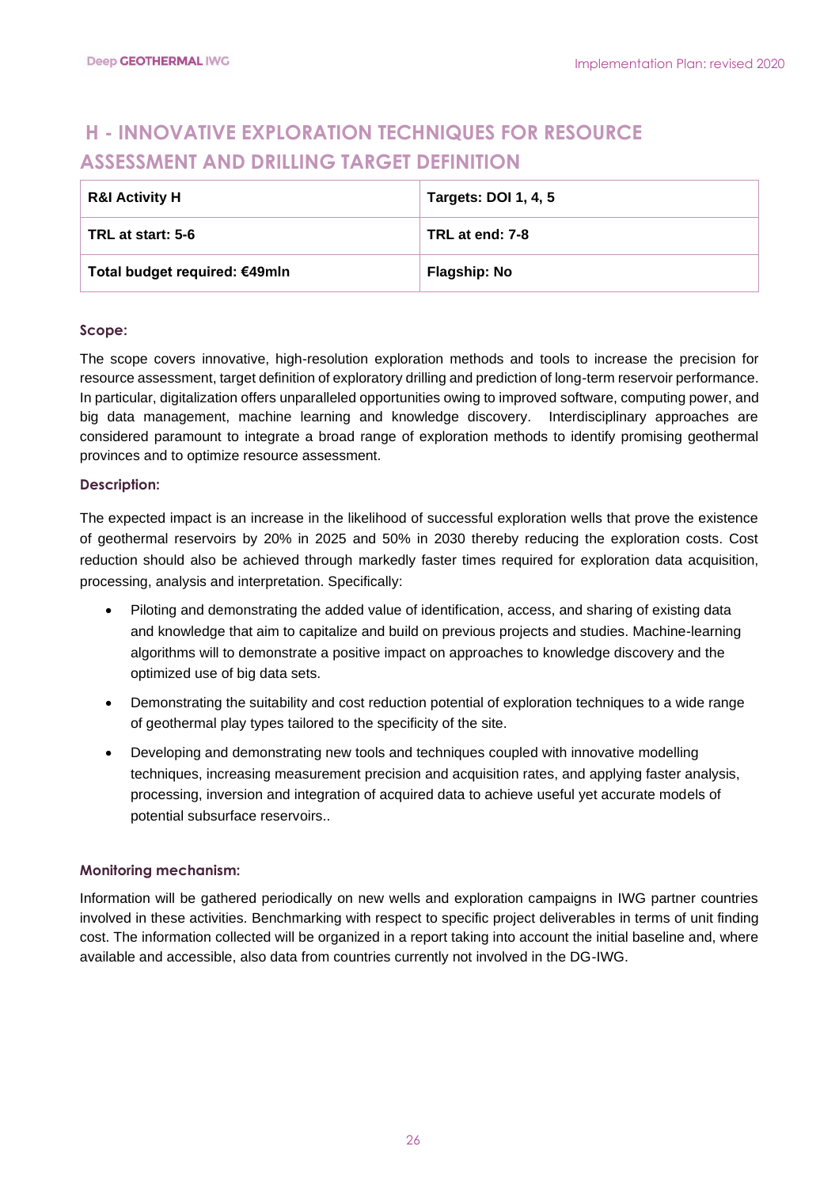## H - INNOVATIVE EXPLORATION TECHNIQUES FOR RESOURCE ASSESSMENT AND DRILLING TARGET DEFINITION

| **R&I Activity H** | **Targets: DOI 1, 4, 5** |
| --- | --- |
| **TRL at start: 5-6** | **TRL at end: 7-8** |
| **Total budget required: €49mln** | **Flagship: No** |

### Scope:

The scope covers innovative, high-resolution exploration methods and tools to increase the precision for resource assessment, target definition of exploratory drilling and prediction of long-term reservoir performance. In particular, digitalization offers unparalleled opportunities owing to improved software, computing power, and big data management, machine learning and knowledge discovery. Interdisciplinary approaches are considered paramount to integrate a broad range of exploration methods to identify promising geothermal provinces and to optimize resource assessment.

### Description:

The expected impact is an increase in the likelihood of successful exploration wells that prove the existence of geothermal reservoirs by 20% in 2025 and 50% in 2030 thereby reducing the exploration costs. Cost reduction should also be achieved through markedly faster times required for exploration data acquisition, processing, analysis and interpretation. Specifically:

- Piloting and demonstrating the added value of identification, access, and sharing of existing data and knowledge that aim to capitalize and build on previous projects and studies. Machine-learning algorithms will to demonstrate a positive impact on approaches to knowledge discovery and the optimized use of big data sets.
- Demonstrating the suitability and cost reduction potential of exploration techniques to a wide range of geothermal play types tailored to the specificity of the site.
- Developing and demonstrating new tools and techniques coupled with innovative modelling techniques, increasing measurement precision and acquisition rates, and applying faster analysis, processing, inversion and integration of acquired data to achieve useful yet accurate models of potential subsurface reservoirs..

### Monitoring mechanism:

Information will be gathered periodically on new wells and exploration campaigns in IWG partner countries involved in these activities. Benchmarking with respect to specific project deliverables in terms of unit finding cost. The information collected will be organized in a report taking into account the initial baseline and, where available and accessible, also data from countries currently not involved in the DG-IWG.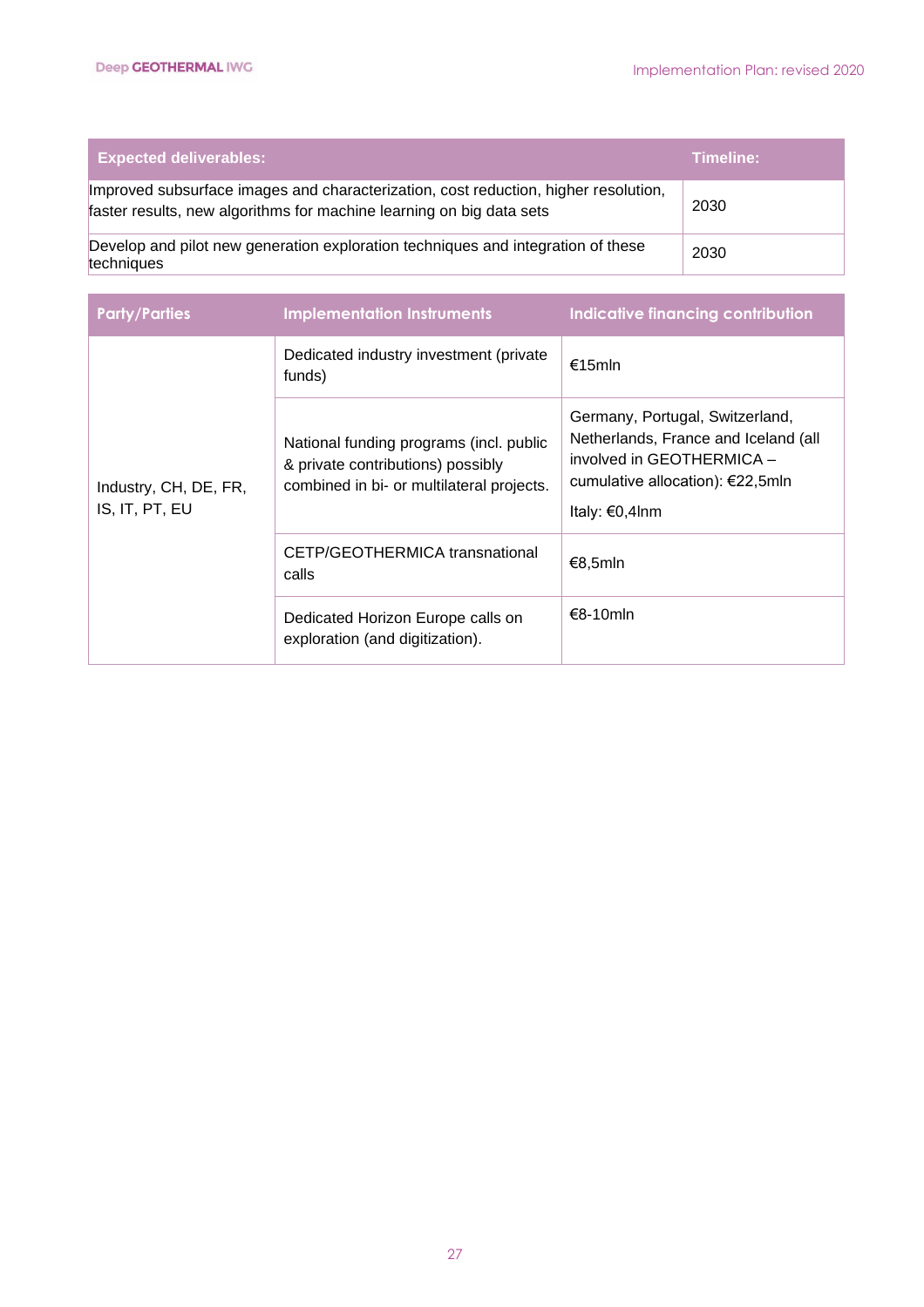| Expected deliverables: | Timeline: |
|---|---|
| Improved subsurface images and characterization, cost reduction, higher resolution, faster results, new algorithms for machine learning on big data sets | 2030 |
| Develop and pilot new generation exploration techniques and integration of these techniques | 2030 |

| Party/Parties | Implementation Instruments | Indicative financing contribution |
|---|---|---|
| Industry, CH, DE, FR, IS, IT, PT, EU | Dedicated industry investment (private funds) | €15mln |
| | National funding programs (incl. public & private contributions) possibly combined in bi- or multilateral projects. | Germany, Portugal, Switzerland, Netherlands, France and Iceland (all involved in GEOTHERMICA – cumulative allocation): €22,5mln<br><br>Italy: €0,4lnm |
| | CETP/GEOTHERMICA transnational calls | €8,5mln |
| | Dedicated Horizon Europe calls on exploration (and digitization). | €8-10mln |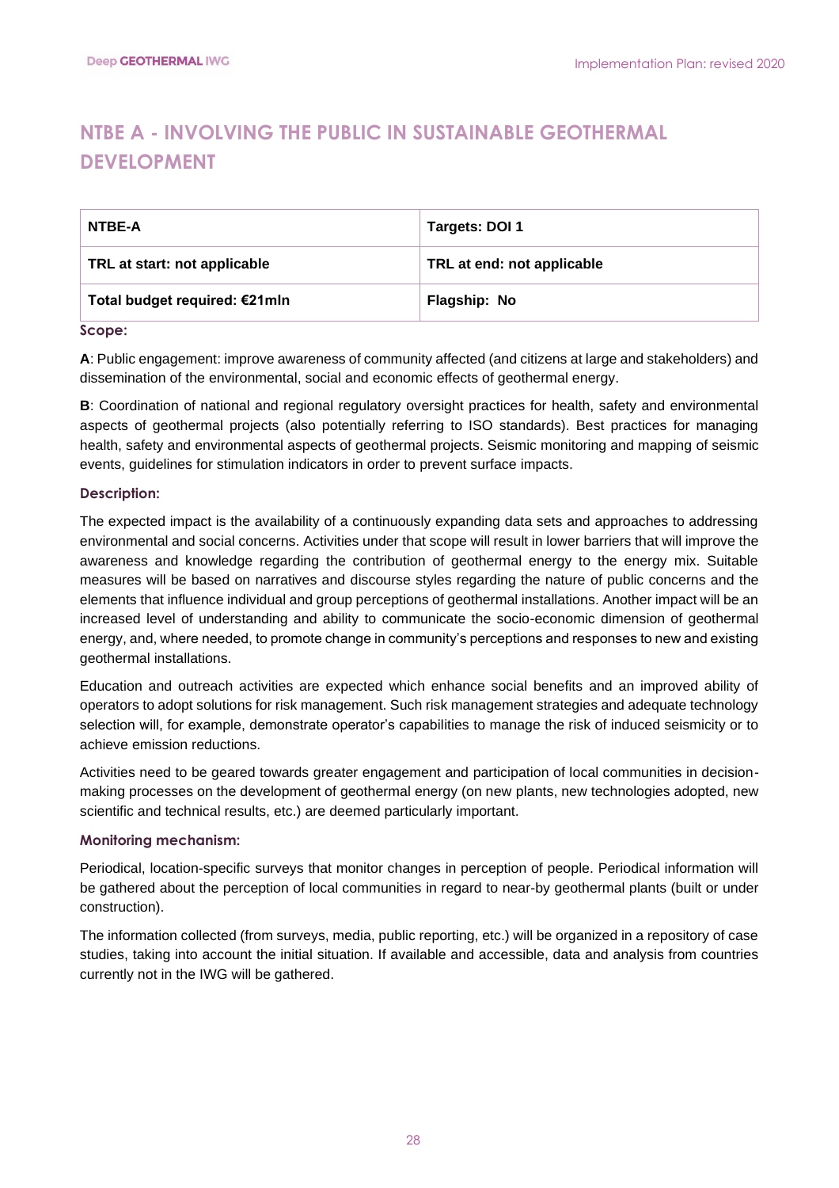# NTBE A - INVOLVING THE PUBLIC IN SUSTAINABLE GEOTHERMAL DEVELOPMENT

| NTBE-A | Targets: DOI 1 |
|---|---|
| TRL at start: not applicable | TRL at end: not applicable |
| Total budget required: €21mln | Flagship: No |

**Scope:**

**A**: Public engagement: improve awareness of community affected (and citizens at large and stakeholders) and dissemination of the environmental, social and economic effects of geothermal energy.

**B**: Coordination of national and regional regulatory oversight practices for health, safety and environmental aspects of geothermal projects (also potentially referring to ISO standards). Best practices for managing health, safety and environmental aspects of geothermal projects. Seismic monitoring and mapping of seismic events, guidelines for stimulation indicators in order to prevent surface impacts.

**Description:**

The expected impact is the availability of a continuously expanding data sets and approaches to addressing environmental and social concerns. Activities under that scope will result in lower barriers that will improve the awareness and knowledge regarding the contribution of geothermal energy to the energy mix. Suitable measures will be based on narratives and discourse styles regarding the nature of public concerns and the elements that influence individual and group perceptions of geothermal installations. Another impact will be an increased level of understanding and ability to communicate the socio-economic dimension of geothermal energy, and, where needed, to promote change in community's perceptions and responses to new and existing geothermal installations.

Education and outreach activities are expected which enhance social benefits and an improved ability of operators to adopt solutions for risk management. Such risk management strategies and adequate technology selection will, for example, demonstrate operator's capabilities to manage the risk of induced seismicity or to achieve emission reductions.

Activities need to be geared towards greater engagement and participation of local communities in decision-making processes on the development of geothermal energy (on new plants, new technologies adopted, new scientific and technical results, etc.) are deemed particularly important.

**Monitoring mechanism:**

Periodical, location-specific surveys that monitor changes in perception of people. Periodical information will be gathered about the perception of local communities in regard to near-by geothermal plants (built or under construction).

The information collected (from surveys, media, public reporting, etc.) will be organized in a repository of case studies, taking into account the initial situation. If available and accessible, data and analysis from countries currently not in the IWG will be gathered.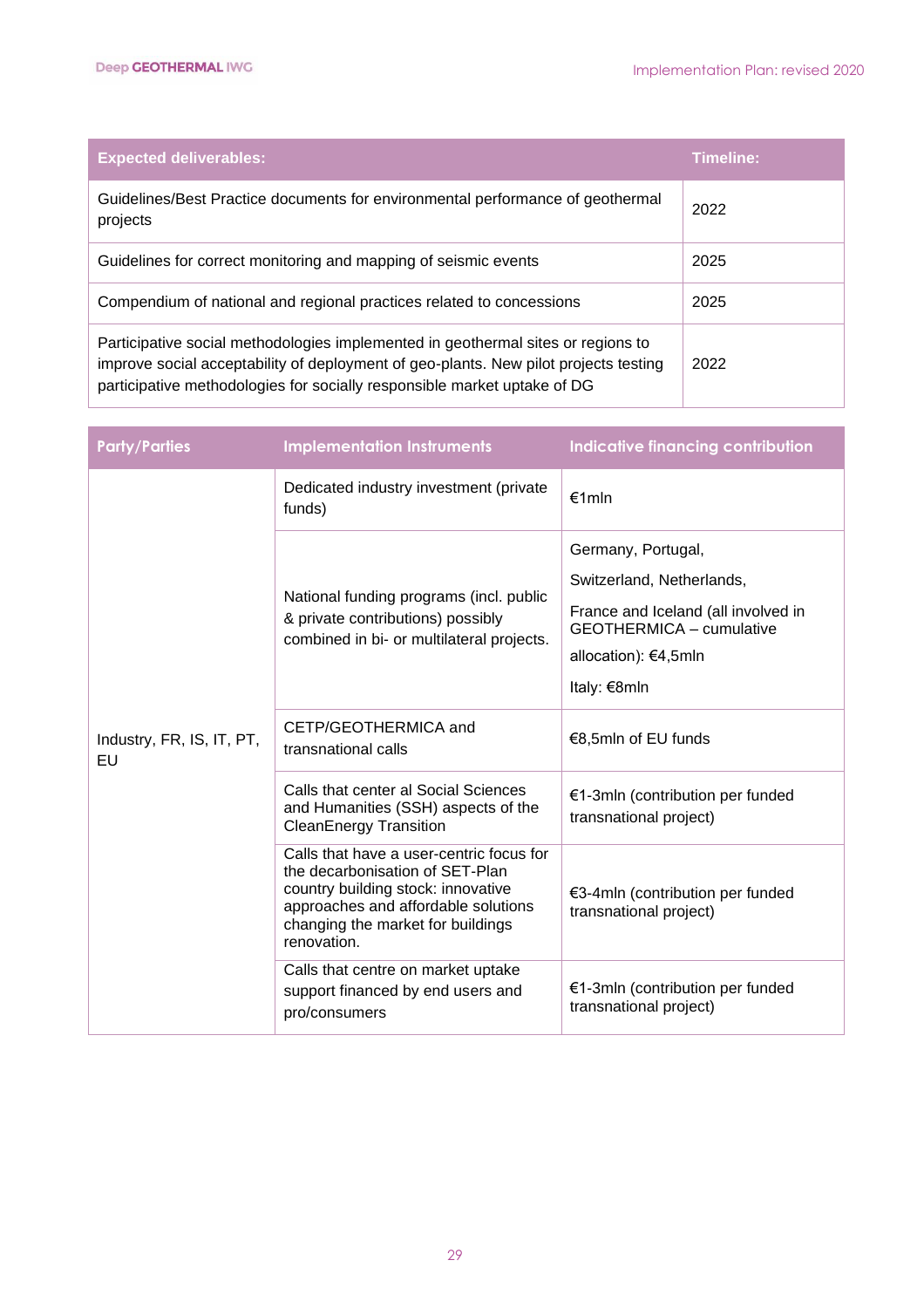| Expected deliverables: | Timeline: |
|---|---|
| Guidelines/Best Practice documents for environmental performance of geothermal projects | 2022 |
| Guidelines for correct monitoring and mapping of seismic events | 2025 |
| Compendium of national and regional practices related to concessions | 2025 |
| Participative social methodologies implemented in geothermal sites or regions to improve social acceptability of deployment of geo-plants. New pilot projects testing participative methodologies for socially responsible market uptake of DG | 2022 |

| Party/Parties | Implementation Instruments | Indicative financing contribution |
|---|---|---|
| Industry, FR, IS, IT, PT, EU | Dedicated industry investment (private funds) | €1mln |
| | National funding programs (incl. public & private contributions) possibly combined in bi- or multilateral projects. | Germany, Portugal, Switzerland, Netherlands, France and Iceland (all involved in GEOTHERMICA – cumulative allocation): €4,5mln<br>Italy: €8mln |
| | CETP/GEOTHERMICA and transnational calls | €8,5mln of EU funds |
| | Calls that center al Social Sciences and Humanities (SSH) aspects of the CleanEnergy Transition | €1-3mln (contribution per funded transnational project) |
| | Calls that have a user-centric focus for the decarbonisation of SET-Plan country building stock: innovative approaches and affordable solutions changing the market for buildings renovation. | €3-4mln (contribution per funded transnational project) |
| | Calls that centre on market uptake support financed by end users and pro/consumers | €1-3mln (contribution per funded transnational project) |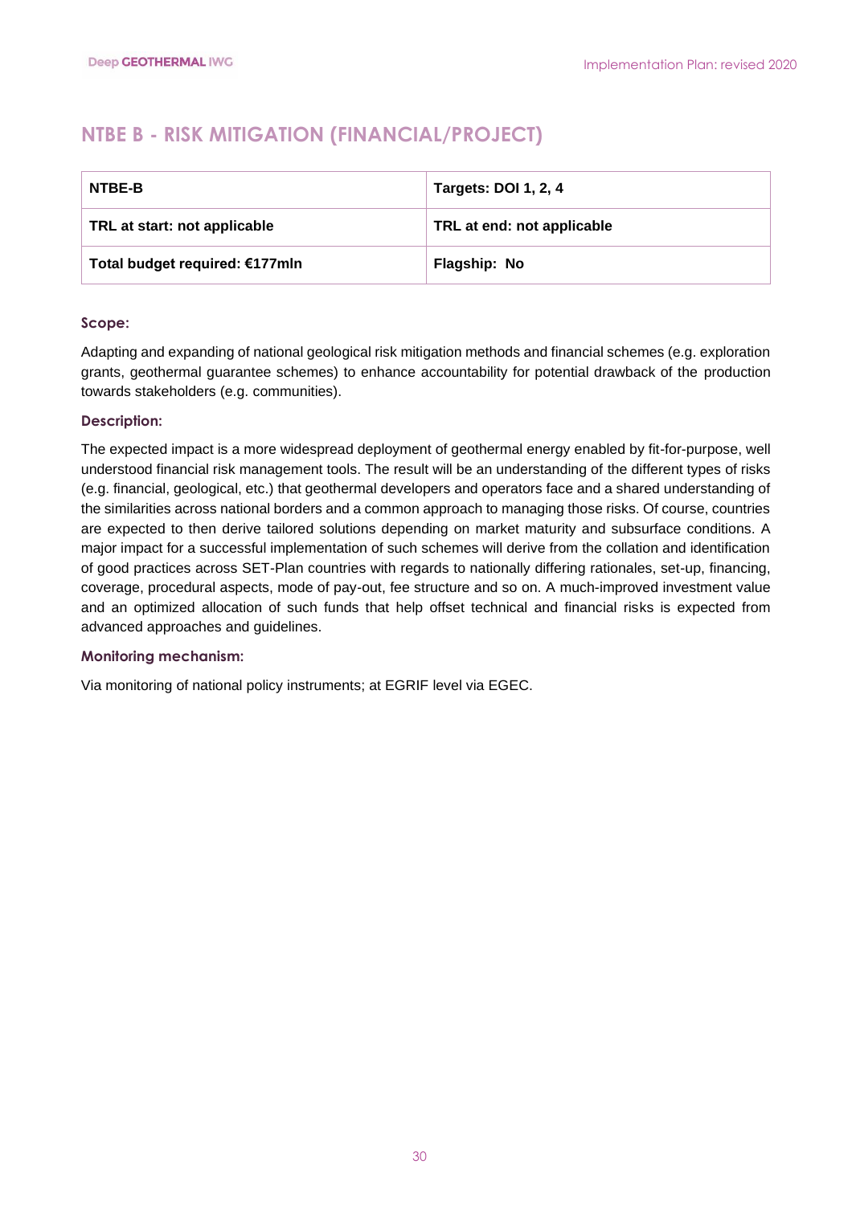# NTBE B - RISK MITIGATION (FINANCIAL/PROJECT)

| NTBE-B | Targets: DOI 1, 2, 4 |
| --- | --- |
| TRL at start: not applicable | TRL at end: not applicable |
| Total budget required: €177mln | Flagship: No |

### Scope:

Adapting and expanding of national geological risk mitigation methods and financial schemes (e.g. exploration grants, geothermal guarantee schemes) to enhance accountability for potential drawback of the production towards stakeholders (e.g. communities).

### Description:

The expected impact is a more widespread deployment of geothermal energy enabled by fit-for-purpose, well understood financial risk management tools. The result will be an understanding of the different types of risks (e.g. financial, geological, etc.) that geothermal developers and operators face and a shared understanding of the similarities across national borders and a common approach to managing those risks. Of course, countries are expected to then derive tailored solutions depending on market maturity and subsurface conditions. A major impact for a successful implementation of such schemes will derive from the collation and identification of good practices across SET-Plan countries with regards to nationally differing rationales, set-up, financing, coverage, procedural aspects, mode of pay-out, fee structure and so on. A much-improved investment value and an optimized allocation of such funds that help offset technical and financial risks is expected from advanced approaches and guidelines.

### Monitoring mechanism:

Via monitoring of national policy instruments; at EGRIF level via EGEC.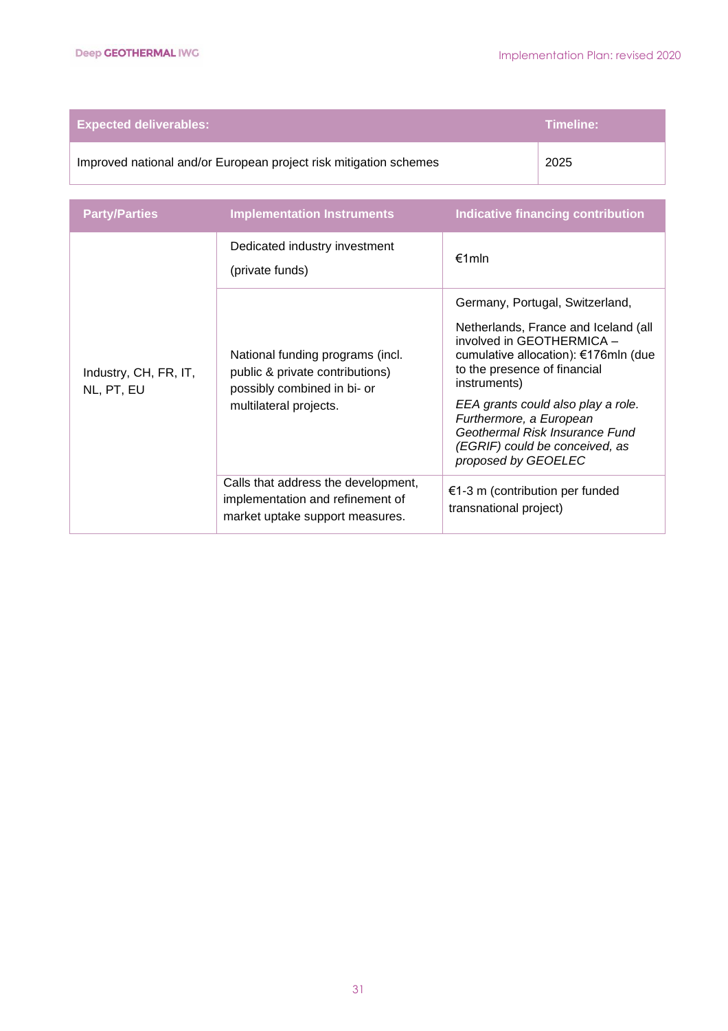| Expected deliverables: | Timeline: |
|---|---|
| Improved national and/or European project risk mitigation schemes | 2025 |

| Party/Parties | Implementation Instruments | Indicative financing contribution |
|---|---|---|
| Industry, CH, FR, IT, NL, PT, EU | Dedicated industry investment (private funds) | €1mln |
| | National funding programs (incl. public & private contributions) possibly combined in bi- or multilateral projects. | Germany, Portugal, Switzerland, Netherlands, France and Iceland (all involved in GEOTHERMICA – cumulative allocation): €176mln (due to the presence of financial instruments) *EEA grants could also play a role. Furthermore, a European Geothermal Risk Insurance Fund (EGRIF) could be conceived, as proposed by GEOELEC* |
| | Calls that address the development, implementation and refinement of market uptake support measures. | €1-3 m (contribution per funded transnational project) |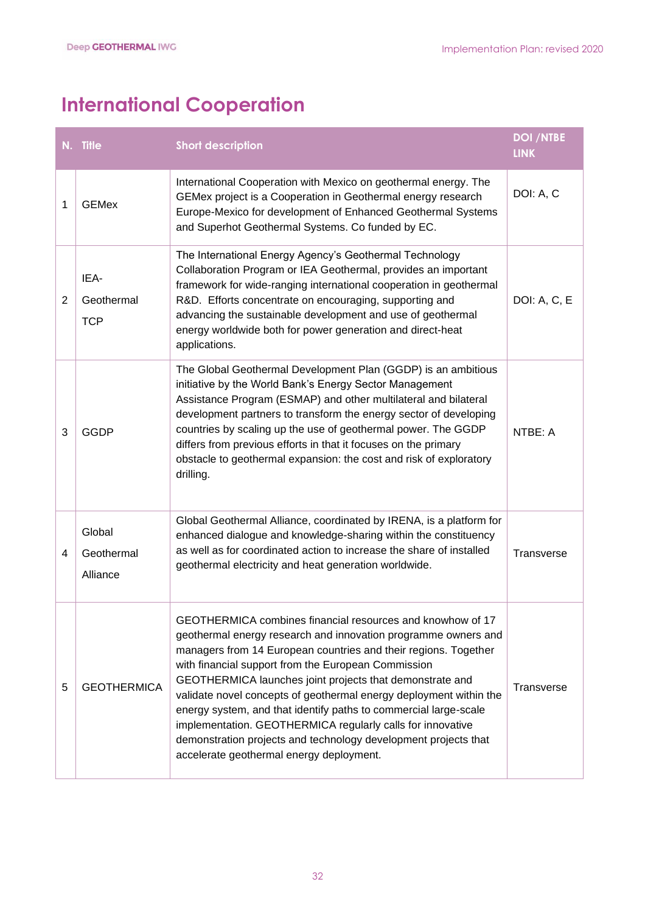# International Cooperation

| N. | Title | Short description | DOI /NTBE LINK |
|---|---|---|---|
| 1 | GEMex | International Cooperation with Mexico on geothermal energy. The GEMex project is a Cooperation in Geothermal energy research Europe-Mexico for development of Enhanced Geothermal Systems and Superhot Geothermal Systems. Co funded by EC. | DOI: A, C |
| 2 | IEA-Geothermal TCP | The International Energy Agency's Geothermal Technology Collaboration Program or IEA Geothermal, provides an important framework for wide-ranging international cooperation in geothermal R&D. Efforts concentrate on encouraging, supporting and advancing the sustainable development and use of geothermal energy worldwide both for power generation and direct-heat applications. | DOI: A, C, E |
| 3 | GGDP | The Global Geothermal Development Plan (GGDP) is an ambitious initiative by the World Bank's Energy Sector Management Assistance Program (ESMAP) and other multilateral and bilateral development partners to transform the energy sector of developing countries by scaling up the use of geothermal power. The GGDP differs from previous efforts in that it focuses on the primary obstacle to geothermal expansion: the cost and risk of exploratory drilling. | NTBE: A |
| 4 | Global Geothermal Alliance | Global Geothermal Alliance, coordinated by IRENA, is a platform for enhanced dialogue and knowledge-sharing within the constituency as well as for coordinated action to increase the share of installed geothermal electricity and heat generation worldwide. | Transverse |
| 5 | GEOTHERMICA | GEOTHERMICA combines financial resources and knowhow of 17 geothermal energy research and innovation programme owners and managers from 14 European countries and their regions. Together with financial support from the European Commission GEOTHERMICA launches joint projects that demonstrate and validate novel concepts of geothermal energy deployment within the energy system, and that identify paths to commercial large-scale implementation. GEOTHERMICA regularly calls for innovative demonstration projects and technology development projects that accelerate geothermal energy deployment. | Transverse |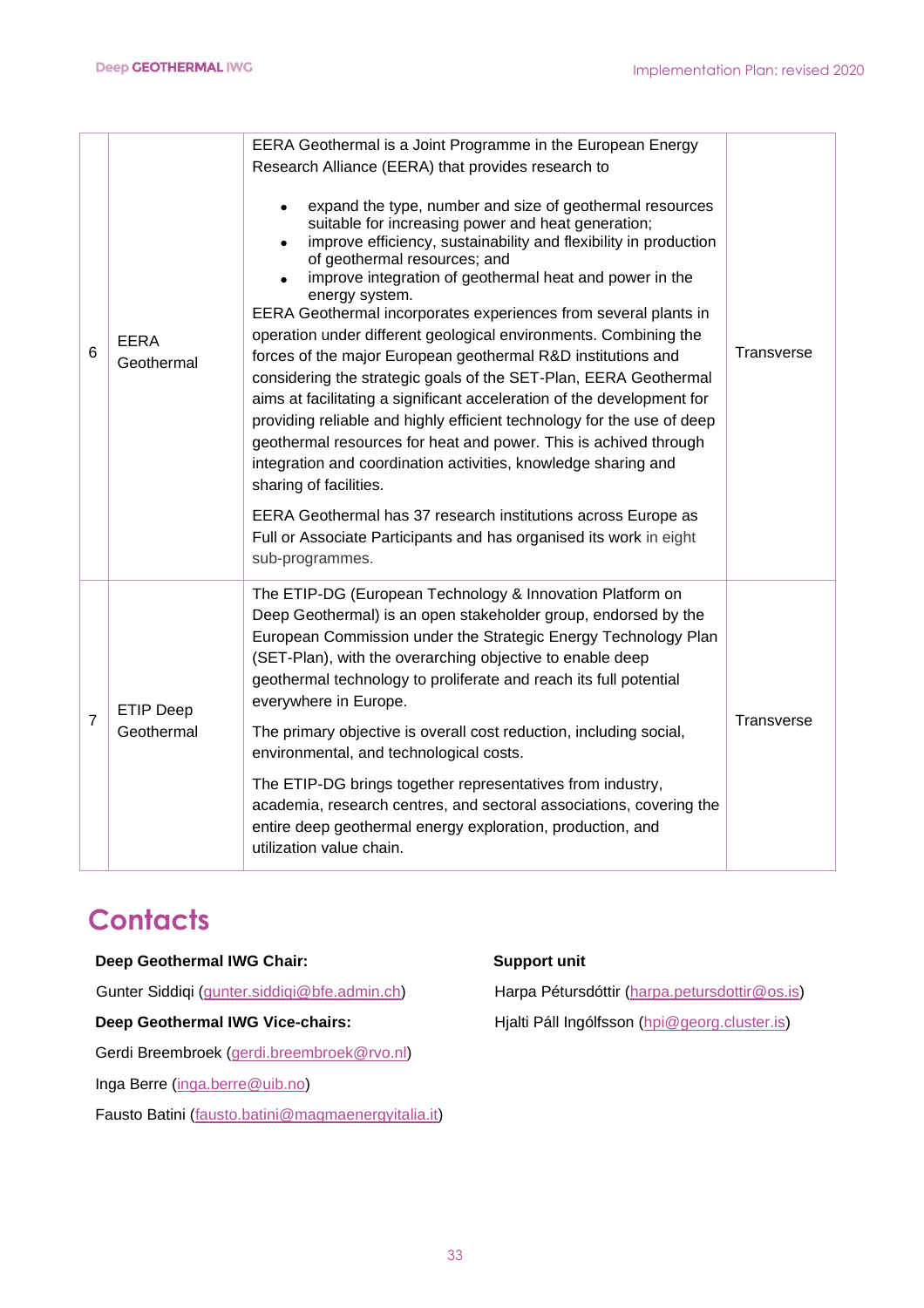| | | | |
|---|---|---|---|
| 6 | EERA Geothermal | EERA Geothermal is a Joint Programme in the European Energy Research Alliance (EERA) that provides research to<br>• expand the type, number and size of geothermal resources suitable for increasing power and heat generation;<br>• improve efficiency, sustainability and flexibility in production of geothermal resources; and<br>• improve integration of geothermal heat and power in the energy system.<br>EERA Geothermal incorporates experiences from several plants in operation under different geological environments. Combining the forces of the major European geothermal R&D institutions and considering the strategic goals of the SET-Plan, EERA Geothermal aims at facilitating a significant acceleration of the development for providing reliable and highly efficient technology for the use of deep geothermal resources for heat and power. This is achived through integration and coordination activities, knowledge sharing and sharing of facilities.<br>EERA Geothermal has 37 research institutions across Europe as Full or Associate Participants and has organised its work in eight sub-programmes. | Transverse |
| 7 | ETIP Deep Geothermal | The ETIP-DG (European Technology & Innovation Platform on Deep Geothermal) is an open stakeholder group, endorsed by the European Commission under the Strategic Energy Technology Plan (SET-Plan), with the overarching objective to enable deep geothermal technology to proliferate and reach its full potential everywhere in Europe.<br>The primary objective is overall cost reduction, including social, environmental, and technological costs.<br>The ETIP-DG brings together representatives from industry, academia, research centres, and sectoral associations, covering the entire deep geothermal energy exploration, production, and utilization value chain. | Transverse |

# Contacts

**Deep Geothermal IWG Chair:**

Gunter Siddiqi (gunter.siddiqi@bfe.admin.ch)

**Deep Geothermal IWG Vice-chairs:**

Gerdi Breembroek (gerdi.breembroek@rvo.nl)

Inga Berre (inga.berre@uib.no)

Fausto Batini (fausto.batini@magmaenergyitalia.it)

**Support unit**

Harpa Pétursdóttir (harpa.petursdottir@os.is)

Hjalti Páll Ingólfsson (hpi@georg.cluster.is)